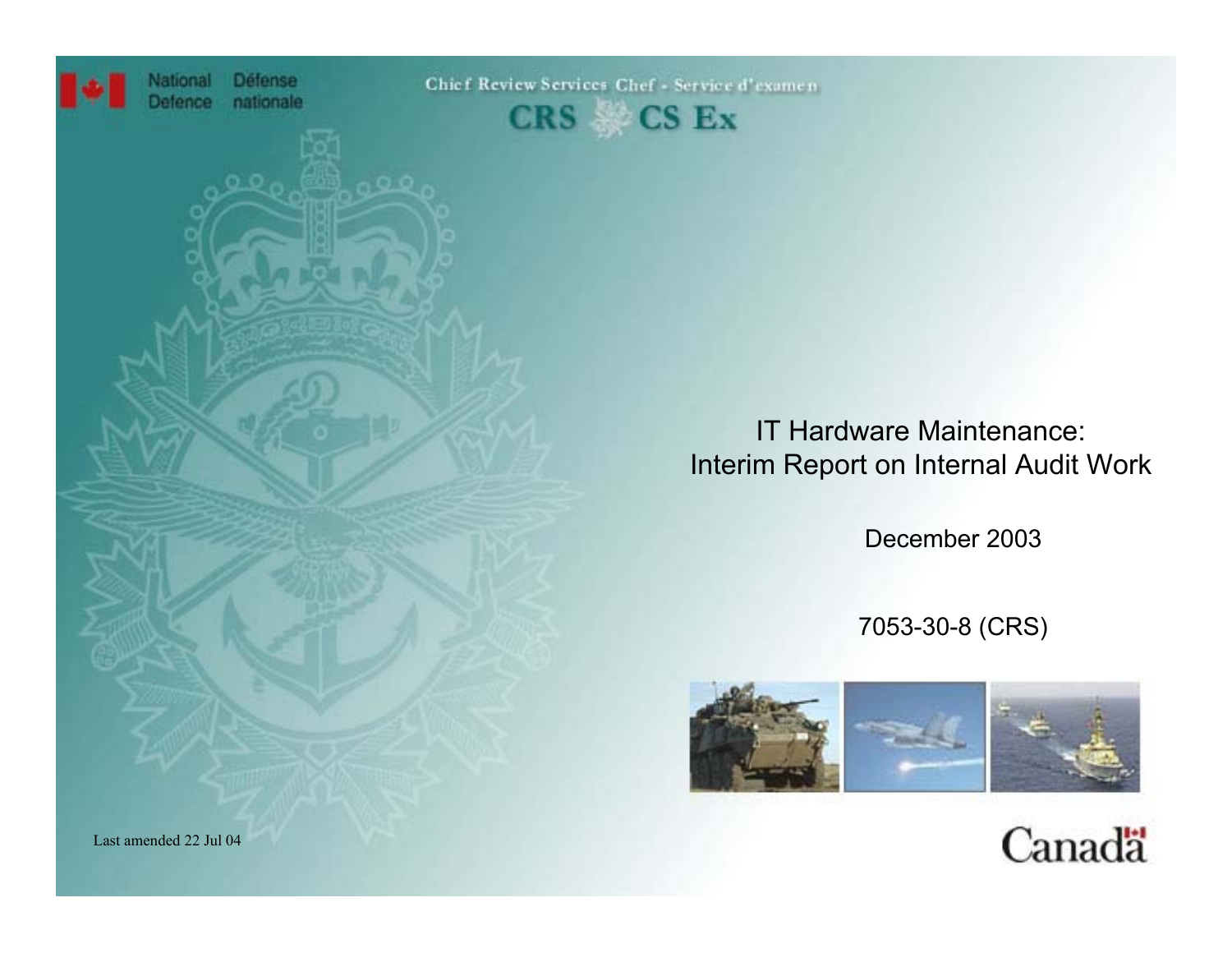National Defence / Défense nationale

Chief Review Services / Chef - Service d'examen

CRS / CS Ex

# IT Hardware Maintenance: Interim Report on Internal Audit Work

December 2003

7053-30-8 (CRS)

Last amended 22 Jul 04

Canada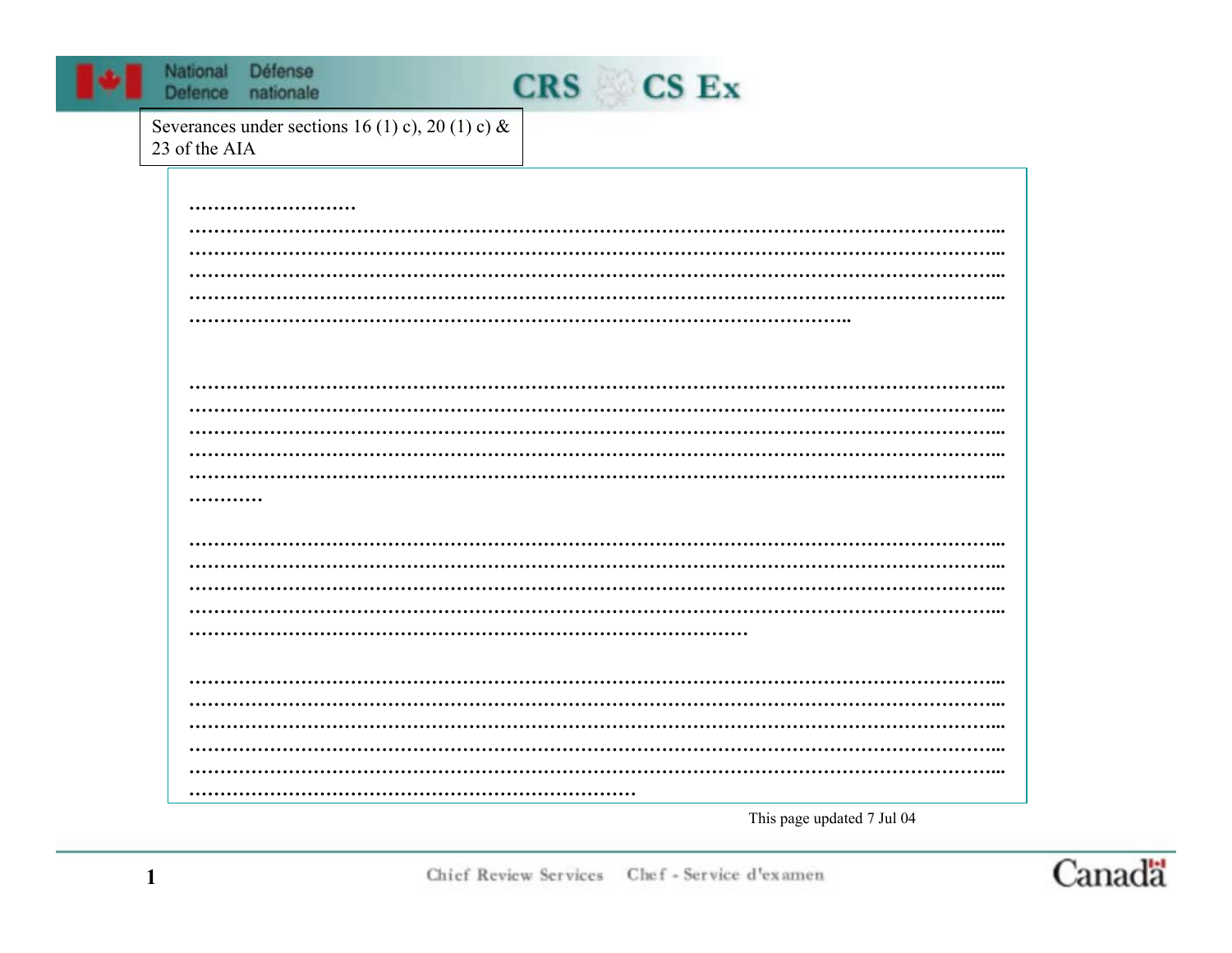Severances under sections 16 (1) c), 20 (1) c) & 23 of the AIA

…………………………
……………………………………………………………………………………………………………………...
……………………………………………………………………………………………………………………...
……………………………………………………………………………………………………………………...
……………………………………………………………………………………………………………………...
……………………………………………………………………………………………………..

……………………………………………………………………………………………………………………...
……………………………………………………………………………………………………………………...
……………………………………………………………………………………………………………………...
……………………………………………………………………………………………………………………...
……………………………………………………………………………………………………………………...
…………

……………………………………………………………………………………………………………………...
……………………………………………………………………………………………………………………...
……………………………………………………………………………………………………………………...
……………………………………………………………………………………………………………………...
…………………………………………………………………………………….

……………………………………………………………………………………………………………………...
……………………………………………………………………………………………………………………...
……………………………………………………………………………………………………………………...
……………………………………………………………………………………………………………………...
……………………………………………………………………………………………………………………...
………………………………………………………………………

This page updated 7 Jul 04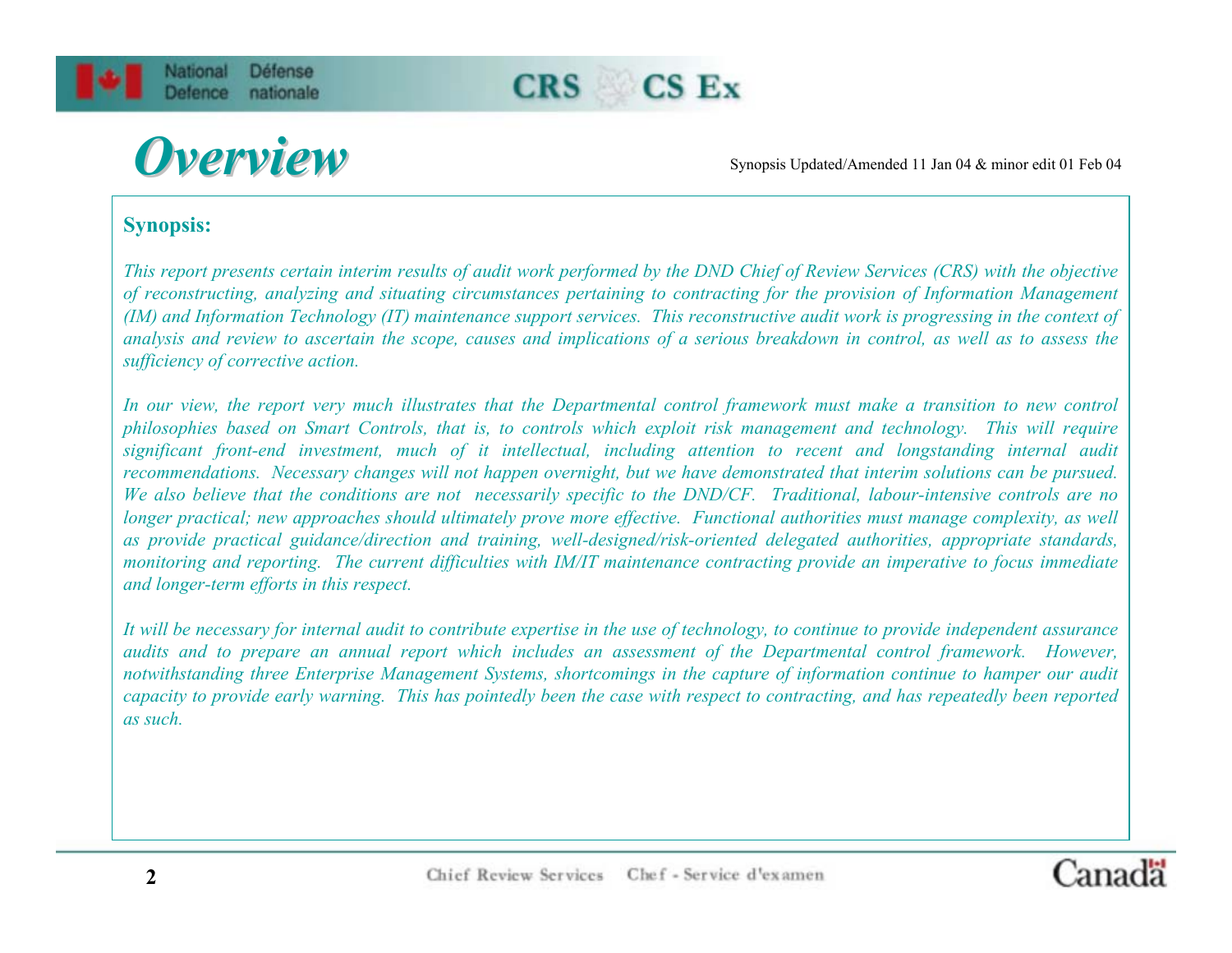# *Overview*

Synopsis Updated/Amended 11 Jan 04 & minor edit 01 Feb 04

**Synopsis:**

*This report presents certain interim results of audit work performed by the DND Chief of Review Services (CRS) with the objective of reconstructing, analyzing and situating circumstances pertaining to contracting for the provision of Information Management (IM) and Information Technology (IT) maintenance support services. This reconstructive audit work is progressing in the context of analysis and review to ascertain the scope, causes and implications of a serious breakdown in control, as well as to assess the sufficiency of corrective action.*

*In our view, the report very much illustrates that the Departmental control framework must make a transition to new control philosophies based on Smart Controls, that is, to controls which exploit risk management and technology. This will require significant front-end investment, much of it intellectual, including attention to recent and longstanding internal audit recommendations. Necessary changes will not happen overnight, but we have demonstrated that interim solutions can be pursued. We also believe that the conditions are not necessarily specific to the DND/CF. Traditional, labour-intensive controls are no longer practical; new approaches should ultimately prove more effective. Functional authorities must manage complexity, as well as provide practical guidance/direction and training, well-designed/risk-oriented delegated authorities, appropriate standards, monitoring and reporting. The current difficulties with IM/IT maintenance contracting provide an imperative to focus immediate and longer-term efforts in this respect.*

*It will be necessary for internal audit to contribute expertise in the use of technology, to continue to provide independent assurance audits and to prepare an annual report which includes an assessment of the Departmental control framework. However, notwithstanding three Enterprise Management Systems, shortcomings in the capture of information continue to hamper our audit capacity to provide early warning. This has pointedly been the case with respect to contracting, and has repeatedly been reported as such.*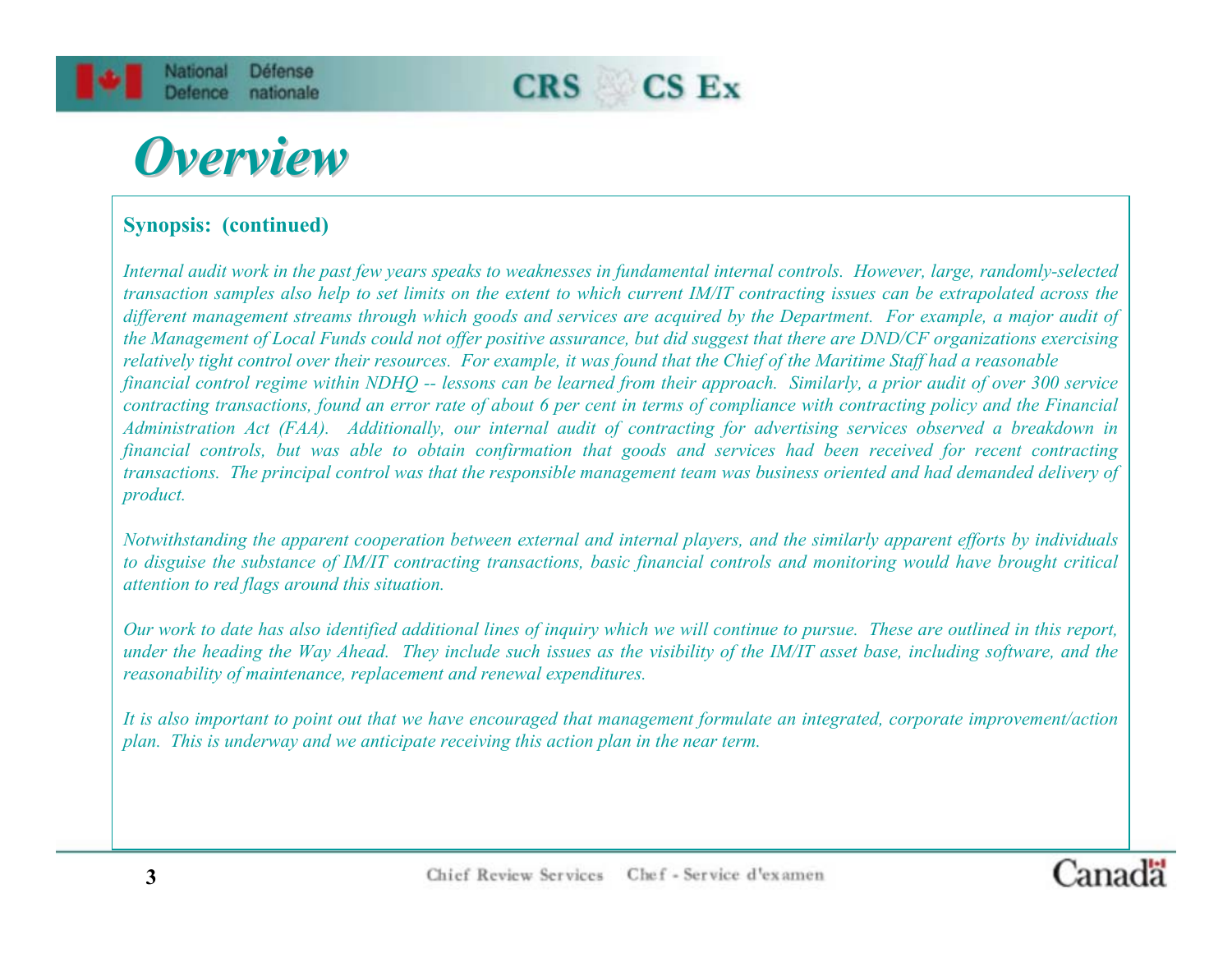# Overview

**Synopsis: (continued)**

*Internal audit work in the past few years speaks to weaknesses in fundamental internal controls. However, large, randomly-selected transaction samples also help to set limits on the extent to which current IM/IT contracting issues can be extrapolated across the different management streams through which goods and services are acquired by the Department. For example, a major audit of the Management of Local Funds could not offer positive assurance, but did suggest that there are DND/CF organizations exercising relatively tight control over their resources. For example, it was found that the Chief of the Maritime Staff had a reasonable financial control regime within NDHQ -- lessons can be learned from their approach. Similarly, a prior audit of over 300 service contracting transactions, found an error rate of about 6 per cent in terms of compliance with contracting policy and the Financial Administration Act (FAA). Additionally, our internal audit of contracting for advertising services observed a breakdown in financial controls, but was able to obtain confirmation that goods and services had been received for recent contracting transactions. The principal control was that the responsible management team was business oriented and had demanded delivery of product.*

*Notwithstanding the apparent cooperation between external and internal players, and the similarly apparent efforts by individuals to disguise the substance of IM/IT contracting transactions, basic financial controls and monitoring would have brought critical attention to red flags around this situation.*

*Our work to date has also identified additional lines of inquiry which we will continue to pursue. These are outlined in this report, under the heading the Way Ahead. They include such issues as the visibility of the IM/IT asset base, including software, and the reasonability of maintenance, replacement and renewal expenditures.*

*It is also important to point out that we have encouraged that management formulate an integrated, corporate improvement/action plan. This is underway and we anticipate receiving this action plan in the near term.*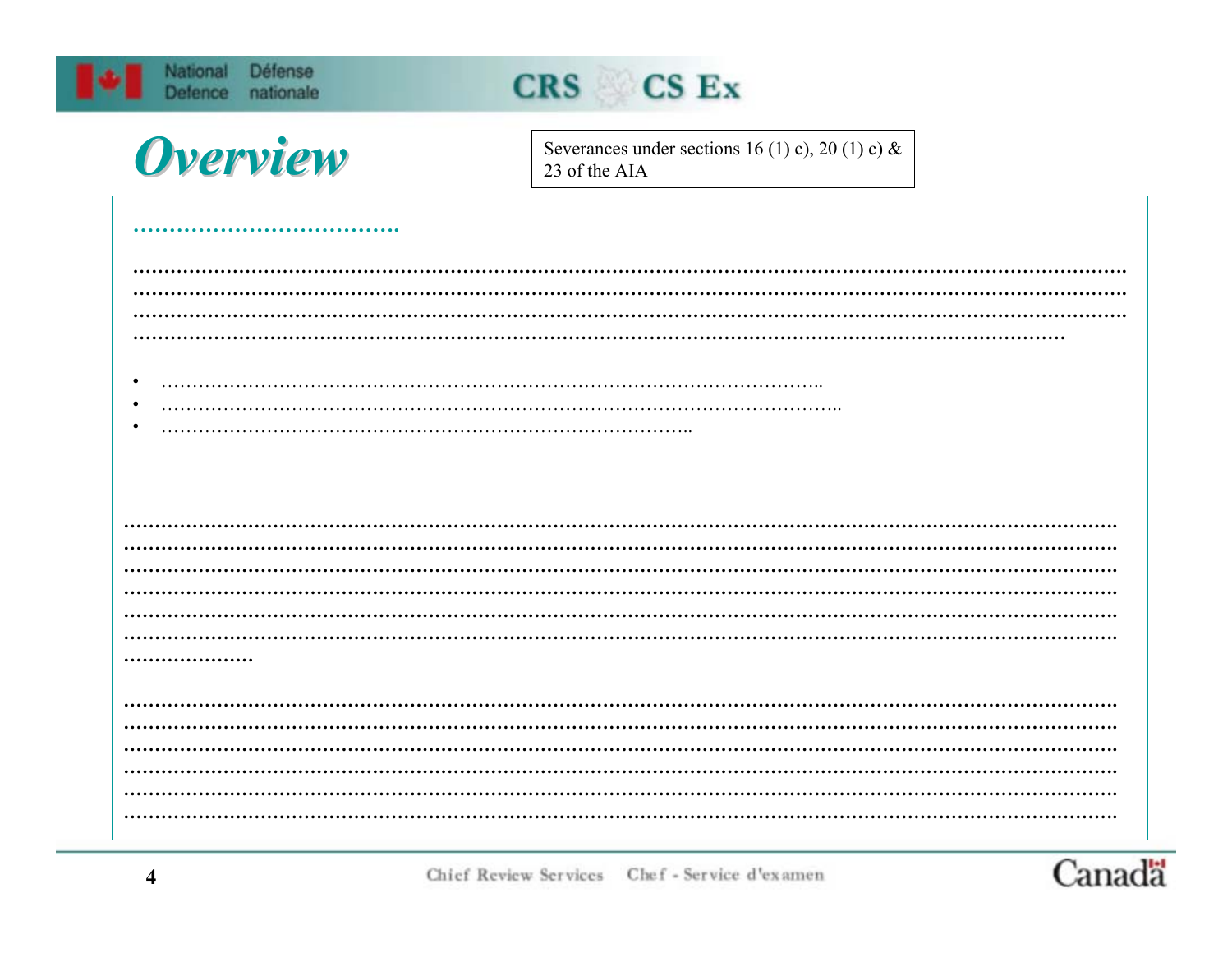# Overview

Severances under sections 16 (1) c), 20 (1) c) & 23 of the AIA

………………………………

………………………………………………………………………………………………………………………………………………
………………………………………………………………………………………………………………………………………………
………………………………………………………………………………………………………………………………………………
……………………………………………………………………………………………………………………………………

- ………………………………………………………………………………………………..
- …………………………………………………………………………………………………..
- …………………………………………………………………………..

………………………………………………………………………………………………………………………………………………
………………………………………………………………………………………………………………………………………………
………………………………………………………………………………………………………………………………………………
………………………………………………………………………………………………………………………………………………
………………………………………………………………………………………………………………………………………………
………………………………………………………………………………………………………………………………………………
…………………

………………………………………………………………………………………………………………………………………………
………………………………………………………………………………………………………………………………………………
………………………………………………………………………………………………………………………………………………
………………………………………………………………………………………………………………………………………………
………………………………………………………………………………………………………………………………………………
………………………………………………………………………………………………………………………………………………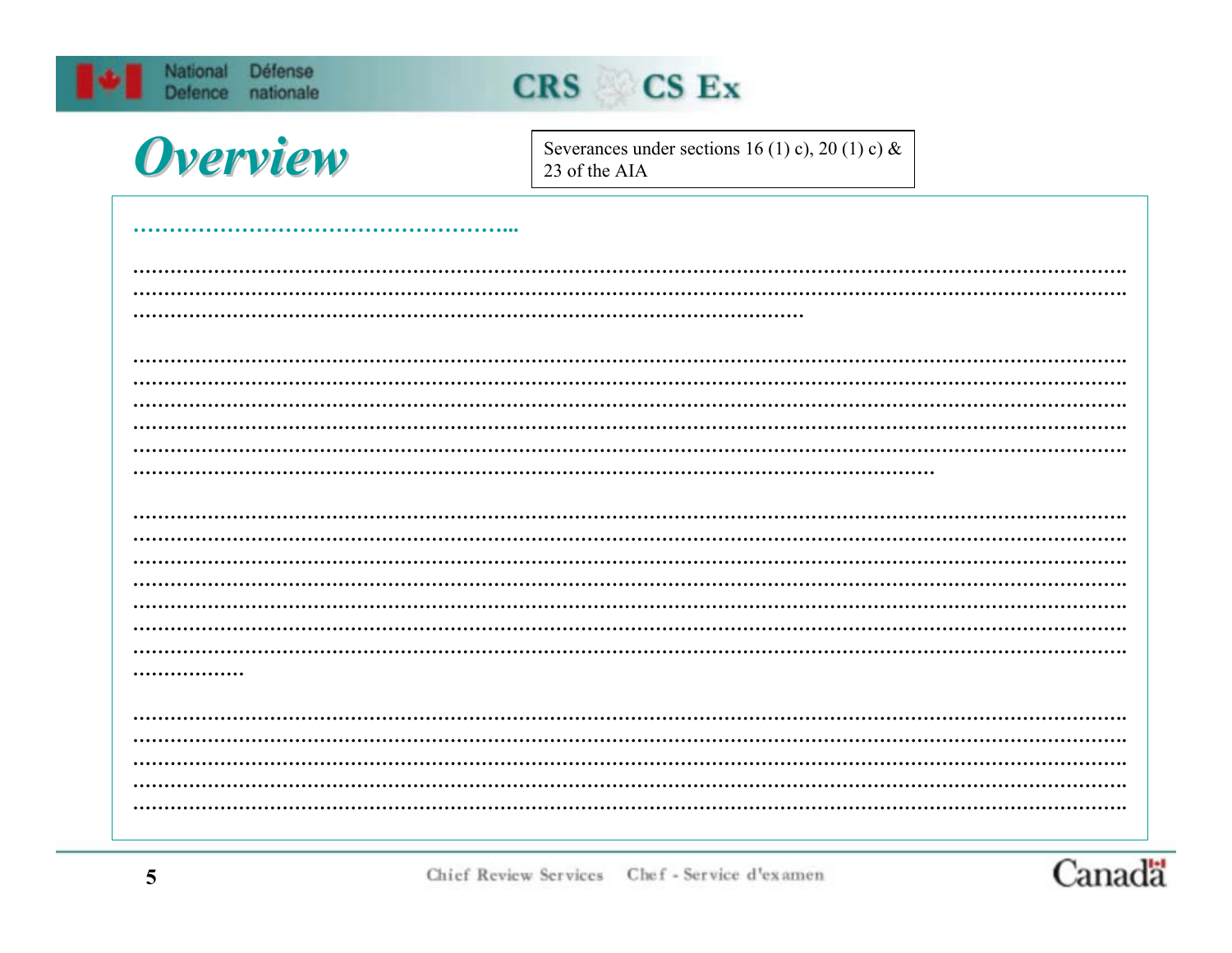# Overview

Severances under sections 16 (1) c), 20 (1) c) & 23 of the AIA

……………………………………………...

……………………………………………………………………………………………………………………………………
……………………………………………………………………………………………………………………………………
……………………………………………………………………………………………

……………………………………………………………………………………………………………………………………
……………………………………………………………………………………………………………………………………
……………………………………………………………………………………………………………………………………
……………………………………………………………………………………………………………………………………
……………………………………………………………………………………………………………………………………
………………………………………………………………………………………………………………

……………………………………………………………………………………………………………………………………
……………………………………………………………………………………………………………………………………
……………………………………………………………………………………………………………………………………
……………………………………………………………………………………………………………………………………
……………………………………………………………………………………………………………………………………
……………………………………………………………………………………………………………………………………
……………………………………………………………………………………………………………………………………
………………

……………………………………………………………………………………………………………………………………
……………………………………………………………………………………………………………………………………
……………………………………………………………………………………………………………………………………
……………………………………………………………………………………………………………………………………
……………………………………………………………………………………………………………………………………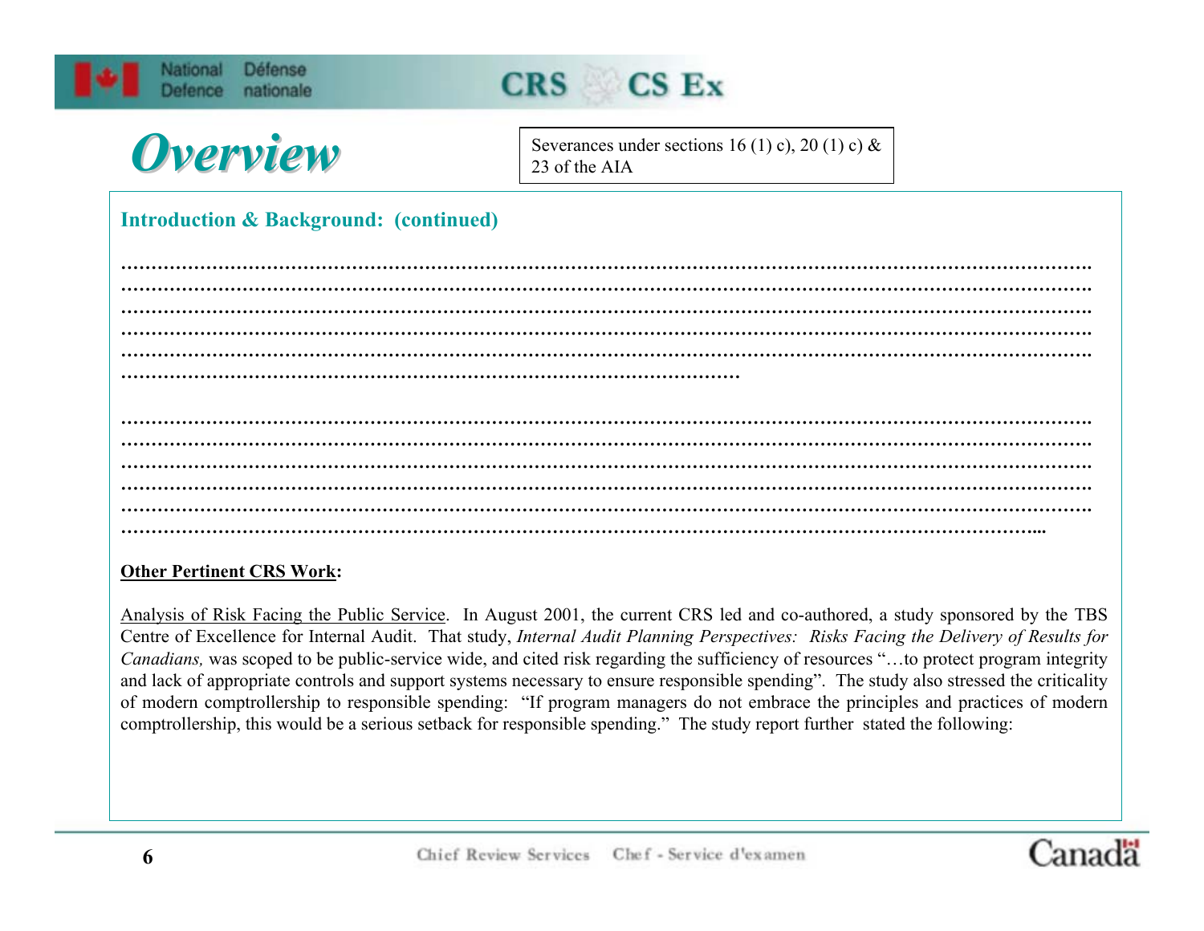# Overview

Severances under sections 16 (1) c), 20 (1) c) & 23 of the AIA

**Introduction & Background: (continued)**

……………………………………………………………………………………………………………………………………
……………………………………………………………………………………………………………………………………
……………………………………………………………………………………………………………………………………
……………………………………………………………………………………………………………………………………
……………………………………………………………………………………………………………………………………
……………………………………………………………………………………………

……………………………………………………………………………………………………………………………………
……………………………………………………………………………………………………………………………………
……………………………………………………………………………………………………………………………………
……………………………………………………………………………………………………………………………………
……………………………………………………………………………………………………………………………………
…………………………………………………………………………………………………………………………………...

**Other Pertinent CRS Work:**

Analysis of Risk Facing the Public Service. In August 2001, the current CRS led and co-authored, a study sponsored by the TBS Centre of Excellence for Internal Audit. That study, *Internal Audit Planning Perspectives: Risks Facing the Delivery of Results for Canadians,* was scoped to be public-service wide, and cited risk regarding the sufficiency of resources "…to protect program integrity and lack of appropriate controls and support systems necessary to ensure responsible spending". The study also stressed the criticality of modern comptrollership to responsible spending: "If program managers do not embrace the principles and practices of modern comptrollership, this would be a serious setback for responsible spending." The study report further stated the following: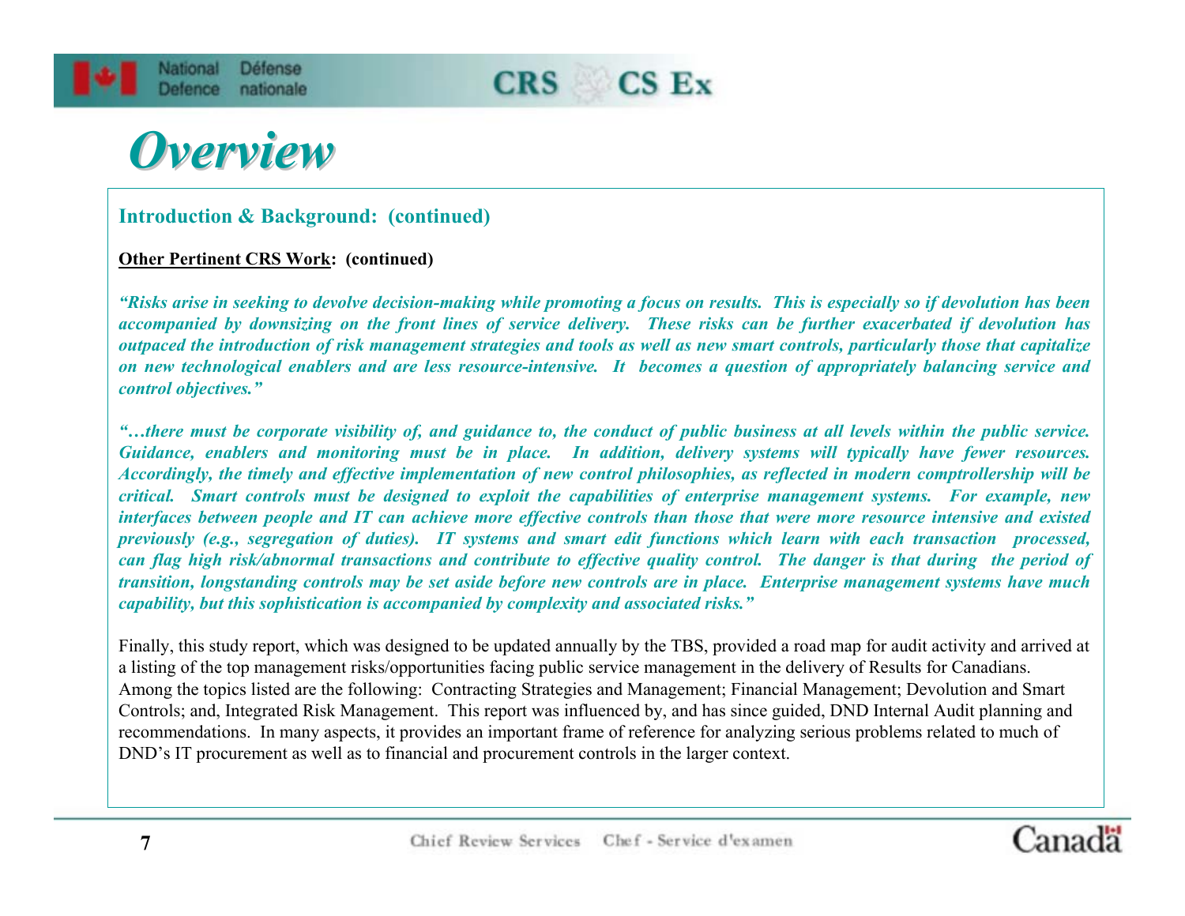# Overview

## Introduction & Background: (continued)

**Other Pertinent CRS Work: (continued)**

*"Risks arise in seeking to devolve decision-making while promoting a focus on results. This is especially so if devolution has been accompanied by downsizing on the front lines of service delivery. These risks can be further exacerbated if devolution has outpaced the introduction of risk management strategies and tools as well as new smart controls, particularly those that capitalize on new technological enablers and are less resource-intensive. It becomes a question of appropriately balancing service and control objectives."*

*"…there must be corporate visibility of, and guidance to, the conduct of public business at all levels within the public service. Guidance, enablers and monitoring must be in place. In addition, delivery systems will typically have fewer resources. Accordingly, the timely and effective implementation of new control philosophies, as reflected in modern comptrollership will be critical. Smart controls must be designed to exploit the capabilities of enterprise management systems. For example, new interfaces between people and IT can achieve more effective controls than those that were more resource intensive and existed previously (e.g., segregation of duties). IT systems and smart edit functions which learn with each transaction processed, can flag high risk/abnormal transactions and contribute to effective quality control. The danger is that during the period of transition, longstanding controls may be set aside before new controls are in place. Enterprise management systems have much capability, but this sophistication is accompanied by complexity and associated risks."*

Finally, this study report, which was designed to be updated annually by the TBS, provided a road map for audit activity and arrived at a listing of the top management risks/opportunities facing public service management in the delivery of Results for Canadians. Among the topics listed are the following: Contracting Strategies and Management; Financial Management; Devolution and Smart Controls; and, Integrated Risk Management. This report was influenced by, and has since guided, DND Internal Audit planning and recommendations. In many aspects, it provides an important frame of reference for analyzing serious problems related to much of DND's IT procurement as well as to financial and procurement controls in the larger context.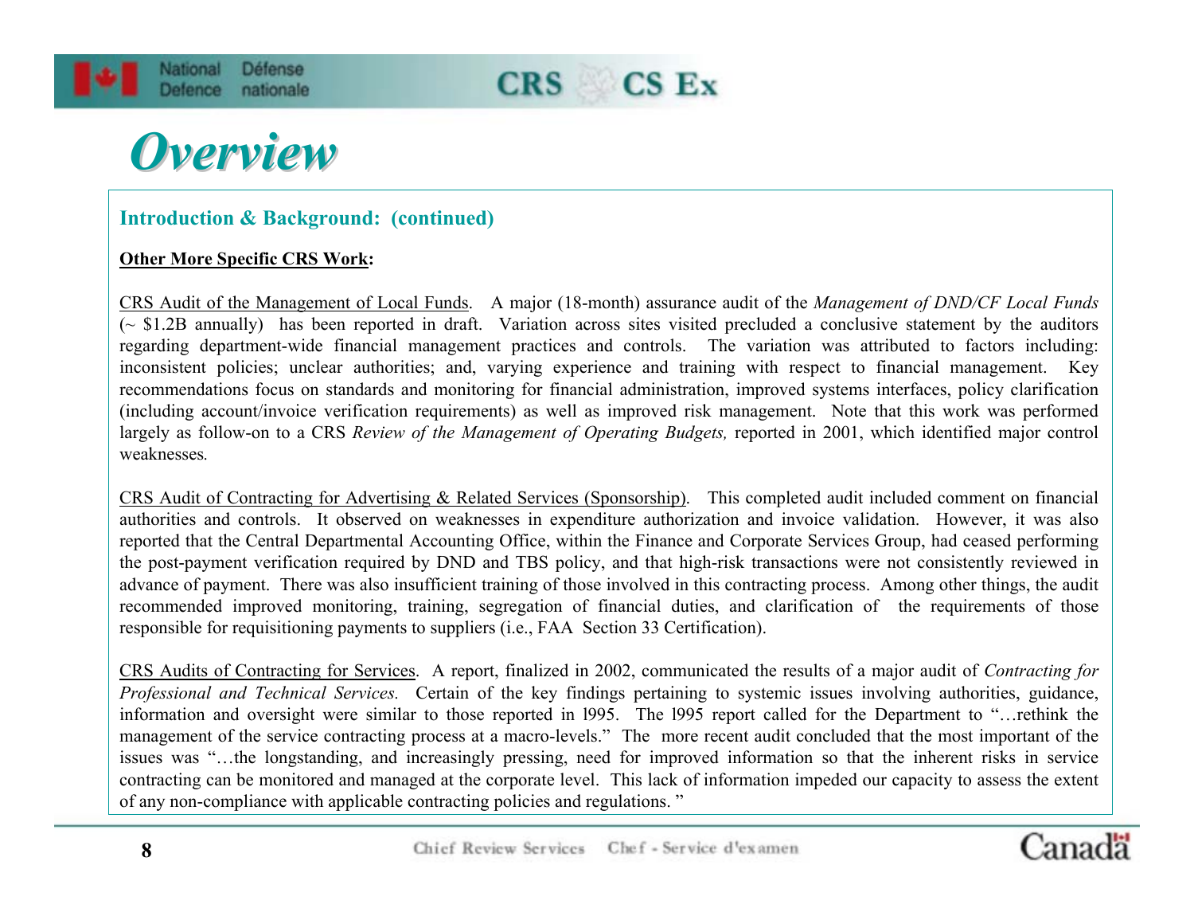# Overview

## Introduction & Background: (continued)

**Other More Specific CRS Work:**

CRS Audit of the Management of Local Funds. A major (18-month) assurance audit of the *Management of DND/CF Local Funds* (~ $1.2B annually) has been reported in draft. Variation across sites visited precluded a conclusive statement by the auditors regarding department-wide financial management practices and controls. The variation was attributed to factors including: inconsistent policies; unclear authorities; and, varying experience and training with respect to financial management. Key recommendations focus on standards and monitoring for financial administration, improved systems interfaces, policy clarification (including account/invoice verification requirements) as well as improved risk management. Note that this work was performed largely as follow-on to a CRS *Review of the Management of Operating Budgets,* reported in 2001, which identified major control weaknesses.

CRS Audit of Contracting for Advertising & Related Services (Sponsorship). This completed audit included comment on financial authorities and controls. It observed on weaknesses in expenditure authorization and invoice validation. However, it was also reported that the Central Departmental Accounting Office, within the Finance and Corporate Services Group, had ceased performing the post-payment verification required by DND and TBS policy, and that high-risk transactions were not consistently reviewed in advance of payment. There was also insufficient training of those involved in this contracting process. Among other things, the audit recommended improved monitoring, training, segregation of financial duties, and clarification of the requirements of those responsible for requisitioning payments to suppliers (i.e., FAA Section 33 Certification).

CRS Audits of Contracting for Services. A report, finalized in 2002, communicated the results of a major audit of *Contracting for Professional and Technical Services.* Certain of the key findings pertaining to systemic issues involving authorities, guidance, information and oversight were similar to those reported in 1995. The 1995 report called for the Department to "…rethink the management of the service contracting process at a macro-levels." The more recent audit concluded that the most important of the issues was "…the longstanding, and increasingly pressing, need for improved information so that the inherent risks in service contracting can be monitored and managed at the corporate level. This lack of information impeded our capacity to assess the extent of any non-compliance with applicable contracting policies and regulations."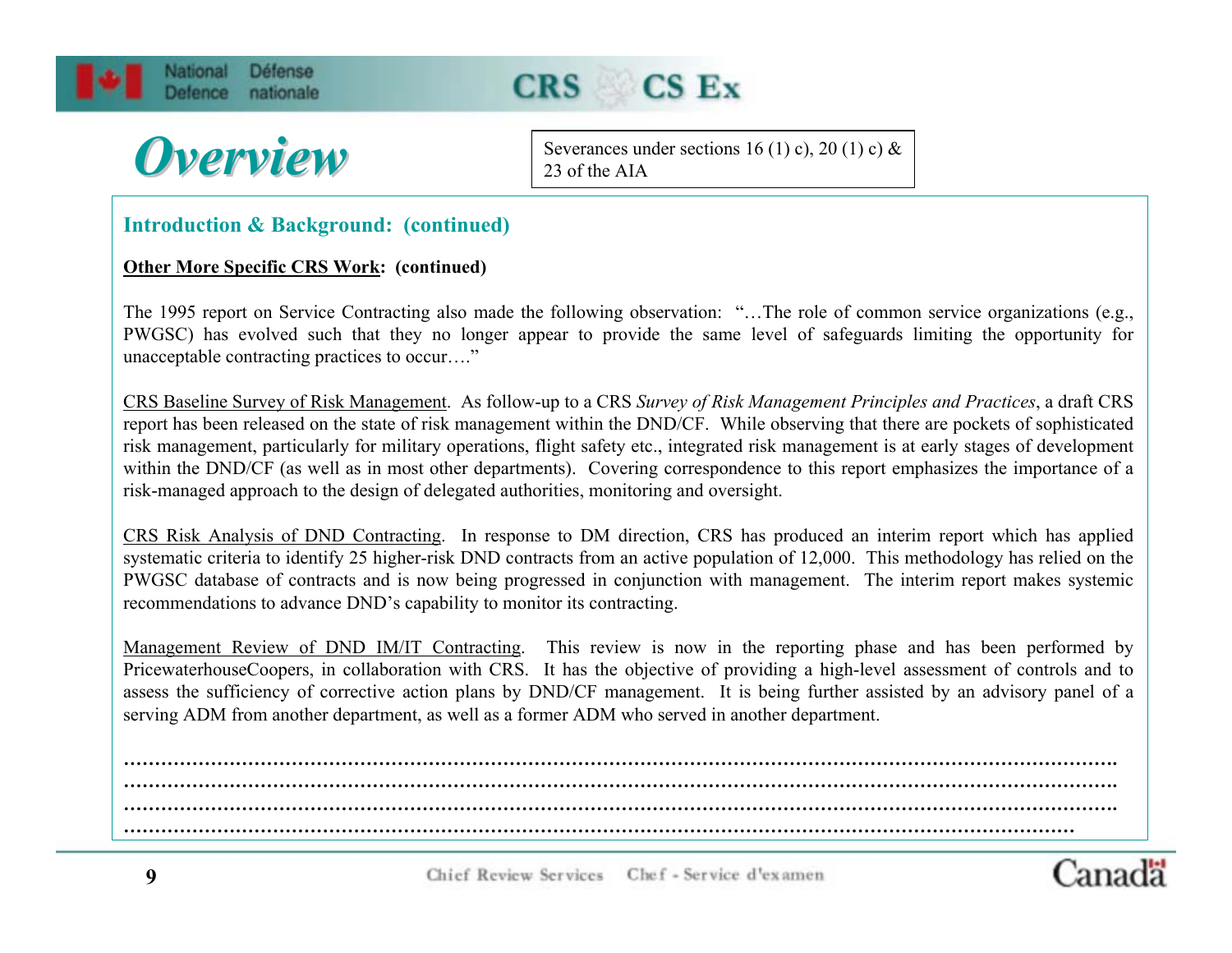# Overview

Severances under sections 16 (1) c), 20 (1) c) & 23 of the AIA

## Introduction & Background: (continued)

**Other More Specific CRS Work: (continued)**

The 1995 report on Service Contracting also made the following observation: "…The role of common service organizations (e.g., PWGSC) has evolved such that they no longer appear to provide the same level of safeguards limiting the opportunity for unacceptable contracting practices to occur…."

CRS Baseline Survey of Risk Management. As follow-up to a CRS *Survey of Risk Management Principles and Practices*, a draft CRS report has been released on the state of risk management within the DND/CF. While observing that there are pockets of sophisticated risk management, particularly for military operations, flight safety etc., integrated risk management is at early stages of development within the DND/CF (as well as in most other departments). Covering correspondence to this report emphasizes the importance of a risk-managed approach to the design of delegated authorities, monitoring and oversight.

CRS Risk Analysis of DND Contracting. In response to DM direction, CRS has produced an interim report which has applied systematic criteria to identify 25 higher-risk DND contracts from an active population of 12,000. This methodology has relied on the PWGSC database of contracts and is now being progressed in conjunction with management. The interim report makes systemic recommendations to advance DND's capability to monitor its contracting.

Management Review of DND IM/IT Contracting. This review is now in the reporting phase and has been performed by PricewaterhouseCoopers, in collaboration with CRS. It has the objective of providing a high-level assessment of controls and to assess the sufficiency of corrective action plans by DND/CF management. It is being further assisted by an advisory panel of a serving ADM from another department, as well as a former ADM who served in another department.

……………………………………………………………………………………………………………………………
……………………………………………………………………………………………………………………………
……………………………………………………………………………………………………………………………
…………………………………………………………………………………………………………………………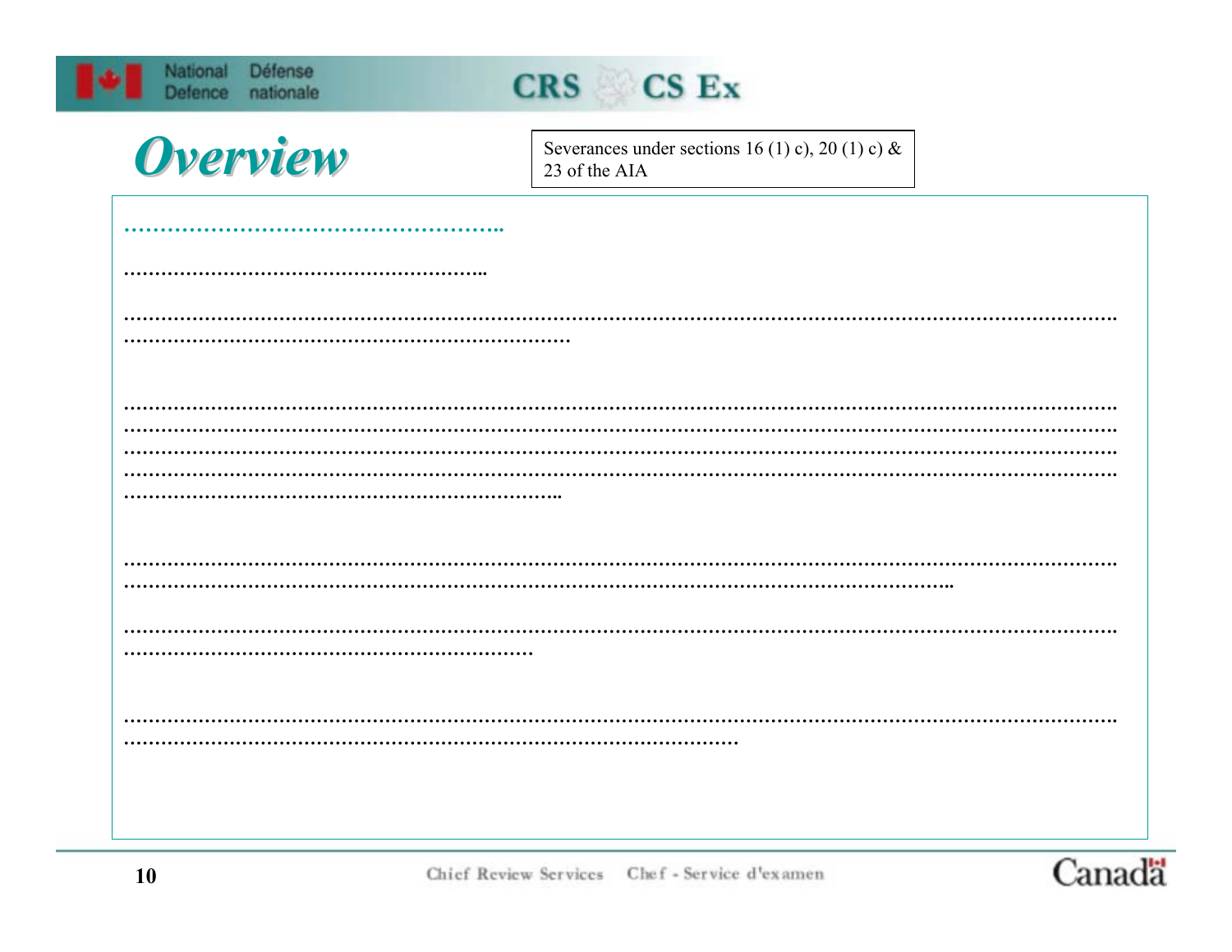# Overview

Severances under sections 16 (1) c), 20 (1) c) & 23 of the AIA

……………………………………………..

…………………………………………………..

…………………………………………………………………………………………………………………………………………
………………………………………………………………

…………………………………………………………………………………………………………………………………………
…………………………………………………………………………………………………………………………………………
…………………………………………………………………………………………………………………………………………
…………………………………………………………………………………………………………………………………………
……………………………………………………………..

…………………………………………………………………………………………………………………………………………
……………………………………………………………………………………………………………..

…………………………………………………………………………………………………………………………………………
…………………………………………………………

…………………………………………………………………………………………………………………………………………
…………………………………………………………………………………………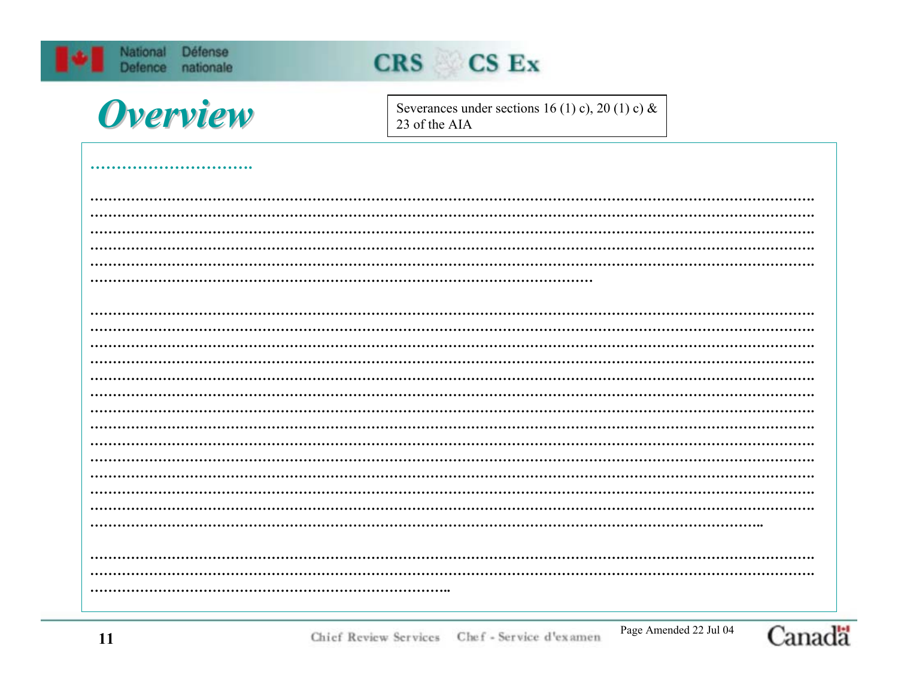# Overview

Severances under sections 16 (1) c), 20 (1) c) & 23 of the AIA

…………………………..

…………………………………………………………………………………………………………………………………………
…………………………………………………………………………………………………………………………………………
…………………………………………………………………………………………………………………………………………
…………………………………………………………………………………………………………………………………………
…………………………………………………………………………………………………………………………………………
……………………………………………………………………………………………………

…………………………………………………………………………………………………………………………………………
…………………………………………………………………………………………………………………………………………
…………………………………………………………………………………………………………………………………………
…………………………………………………………………………………………………………………………………………
…………………………………………………………………………………………………………………………………………
…………………………………………………………………………………………………………………………………………
…………………………………………………………………………………………………………………………………………
…………………………………………………………………………………………………………………………………………
…………………………………………………………………………………………………………………………………………
…………………………………………………………………………………………………………………………………………
…………………………………………………………………………………………………………………………………………
…………………………………………………………………………………………………………………………………………
…………………………………………………………………………………………………………………………………………
………………………………………………………………………………………………………………………………..

…………………………………………………………………………………………………………………………………………
…………………………………………………………………………………………………………………………………………
…………………………………………………………………………………..

Page Amended 22 Jul 04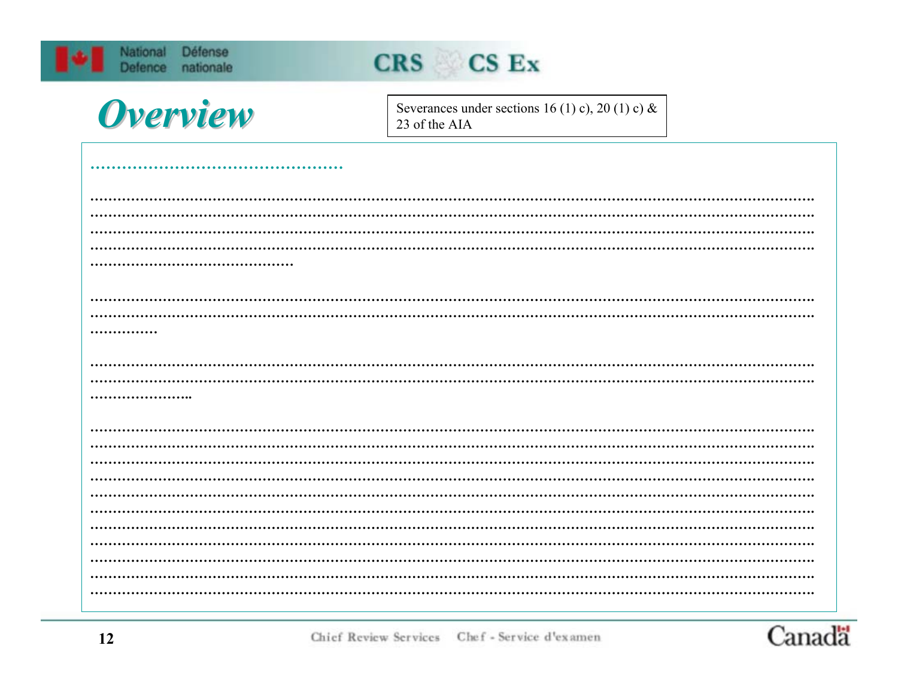# Overview

Severances under sections 16 (1) c), 20 (1) c) & 23 of the AIA

...............................................

.............................................................................................................................................
.............................................................................................................................................
.............................................................................................................................................
.............................................................................................................................................
.............................................

.............................................................................................................................................
.............................................................................................................................................
...............

.............................................................................................................................................
.............................................................................................................................................
.......................

.............................................................................................................................................
.............................................................................................................................................
.............................................................................................................................................
.............................................................................................................................................
.............................................................................................................................................
.............................................................................................................................................
.............................................................................................................................................
.............................................................................................................................................
.............................................................................................................................................
.............................................................................................................................................
.............................................................................................................................................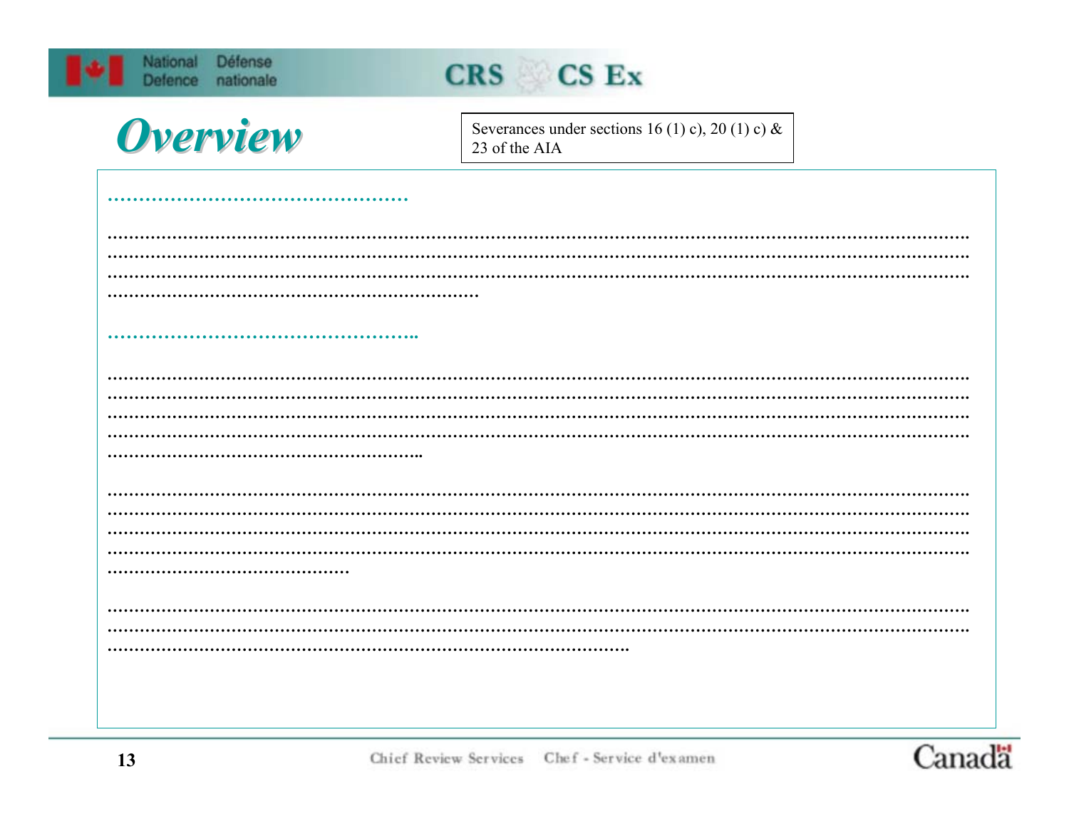# Overview

Severances under sections 16 (1) c), 20 (1) c) & 23 of the AIA

…………………………………………

………………………………………………………………………………………………………………………………………
………………………………………………………………………………………………………………………………………
………………………………………………………………………………………………………………………………………
……………………………………………………………

…………………………………………..

………………………………………………………………………………………………………………………………………
………………………………………………………………………………………………………………………………………
………………………………………………………………………………………………………………………………………
………………………………………………………………………………………………………………………………………
………………………………………………..

………………………………………………………………………………………………………………………………………
………………………………………………………………………………………………………………………………………
………………………………………………………………………………………………………………………………………
………………………………………………………………………………………………………………………………………
……………………………………….

………………………………………………………………………………………………………………………………………
………………………………………………………………………………………………………………………………………
…………………………………………………………………………………….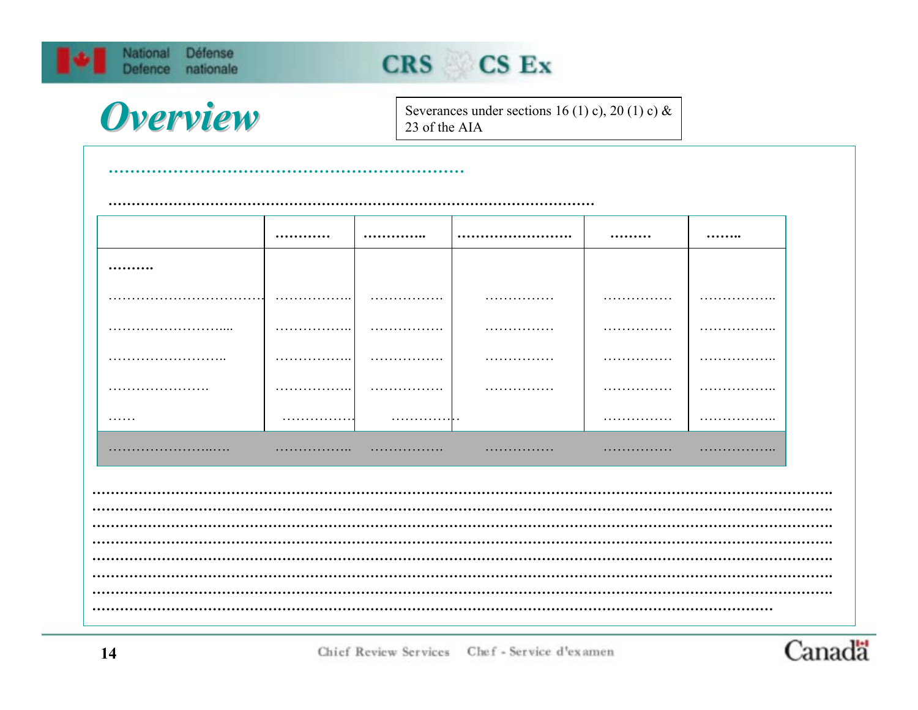# Overview

Severances under sections 16 (1) c), 20 (1) c) & 23 of the AIA

…………………………………………………………

……………………………………………………………………………………………

| | ………… | ………….. | ……………………… | ……… | …….. |
|---|---|---|---|---|---|
| ………. | | | | | |
| …………………………… | …………….. | ……………. | …………… | …………… | …………….. |
| ……………………..... | …………….. | ……………. | …………… | …………… | …………….. |
| …………………….. | …………….. | ……………. | …………… | …………… | …………….. |
| …………………. | …………….. | ……………. | …………… | …………… | …………….. |
| …… | ……………. | ……………. | | …………… | …………….. |
| …………………...…. | …………….. | ……………. | …………… | …………… | …………….. |

……………………………………………………………………………………………………………………………………
……………………………………………………………………………………………………………………………………
……………………………………………………………………………………………………………………………………
……………………………………………………………………………………………………………………………………
……………………………………………………………………………………………………………………………………
……………………………………………………………………………………………………………………………………
……………………………………………………………………………………………………………………………………
…………………………………………………………………………………………………………………………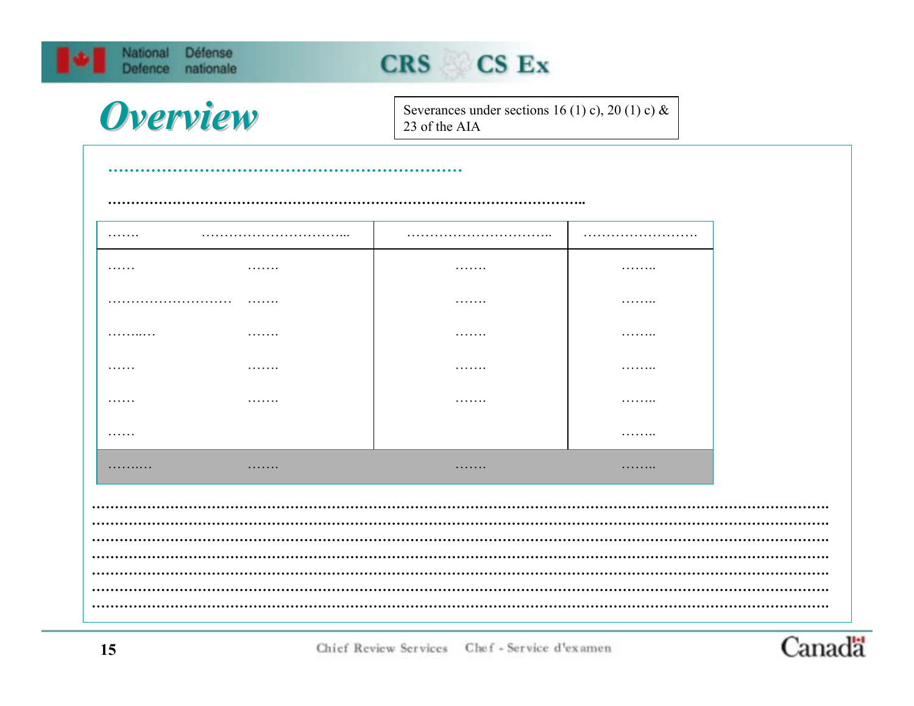# Overview

Severances under sections 16 (1) c), 20 (1) c) & 23 of the AIA

…………………………………………………………

………………………………………………………………………………………………..

| ……. | ………………………….... | ………………………….. | ……………………. |
|---|---|---|---|
| …… | ……. | ……. | …….. |
| ……………………… | ……. | ……. | …….. |
| ……...… | ……. | ……. | …….. |
| …… | ……. | ……. | …….. |
| …… | ……. | ……. | …….. |
| …… | | | …….. |
| ……..… | ……. | ……. | …….. |

…………………………………………………………………………………………………………………………………………

…………………………………………………………………………………………………………………………………………

…………………………………………………………………………………………………………………………………………

…………………………………………………………………………………………………………………………………………

…………………………………………………………………………………………………………………………………………

…………………………………………………………………………………………………………………………………………

…………………………………………………………………………………………………………………………………………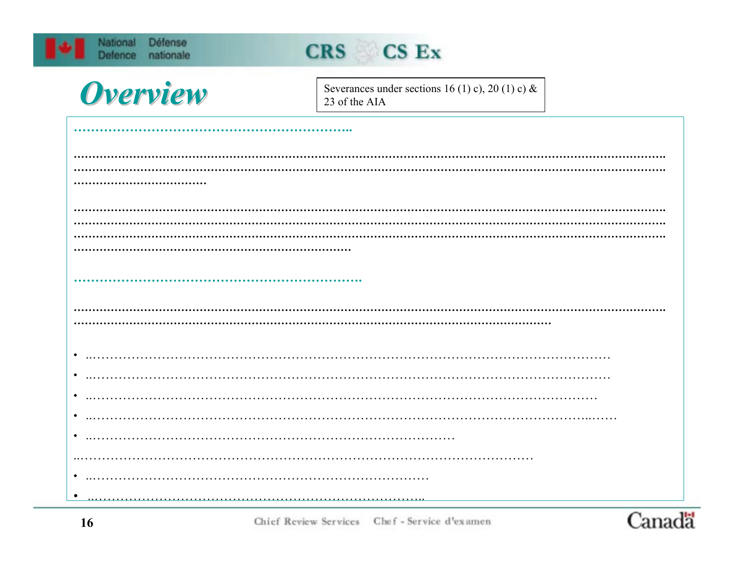# Overview

Severances under sections 16 (1) c), 20 (1) c) & 23 of the AIA

…………………………………………………………..

……………………………………………………………………………………………………………………………………………
……………………………………………………………………………………………………………………………………………
……………………………….

……………………………………………………………………………………………………………………………………………
……………………………………………………………………………………………………………………………………………
……………………………………………………………………………………………………………………………………………
…………………………………………………………………….

…………………………………………………………….

……………………………………………………………………………………………………………………………………………
……………………………………………………………………………………………………………………

- ……………………………………………………………………………………………………………
- ……………………………………………………………………………………………………………
- …………………………………………………………………………………………………………
- ……………………………………………………………………………………………………..……
- ………………………………………………………………………

……………………………………………………………………………………………………………

- ………………………………………………………………………
- ………………………………………………………………………..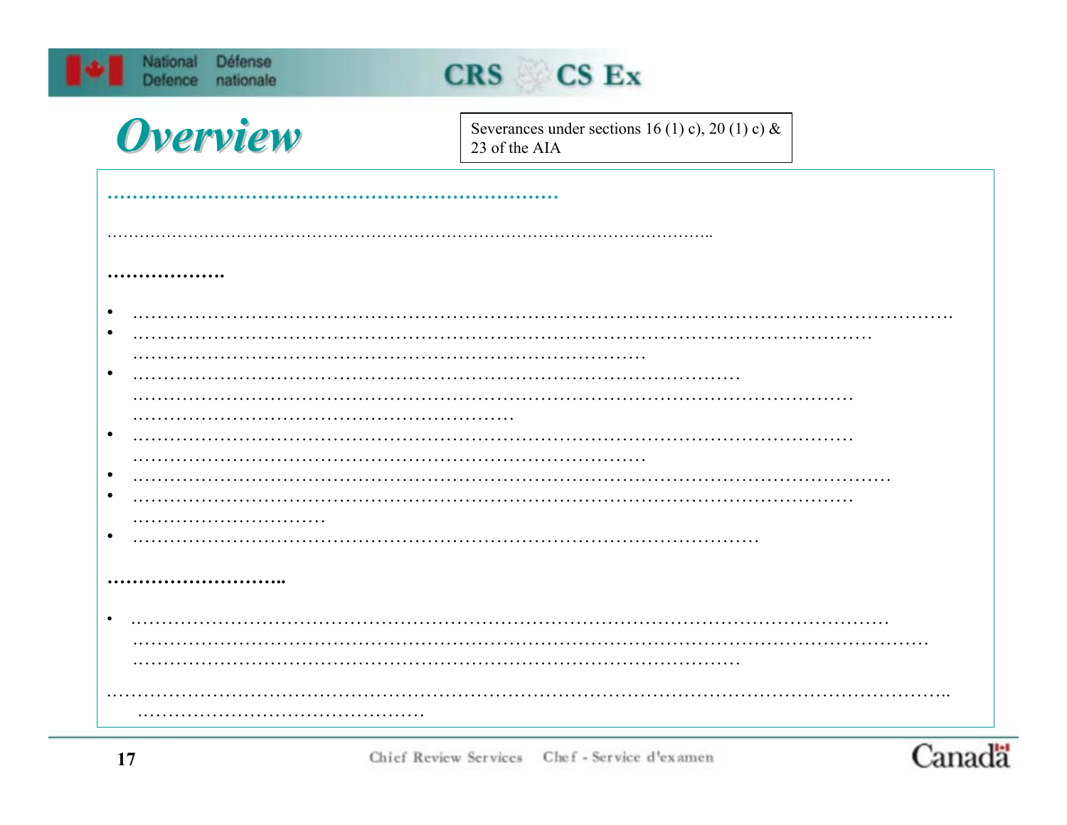# Overview

Severances under sections 16 (1) c), 20 (1) c) & 23 of the AIA

**………………………………………………………………….**

……………………………………………………………………………………………………..

**……………….**

- …………………………………………………………………………………………………………………….
- ………………………………………………………………………………………………………… …………………………………………………………………………
- ……………………………………………………………………………………… ………………………………………………………………………………………………………… ……………………………………………………
- ………………………………………………………………………………………………………… …………………………………………………………………………
- ……………………………………………………………………………………………………………
- ………………………………………………………………………………………………………… ……………………………
- ………………………………………………………………………………………………

**…………………………..**

- …………………………………………………………………………………………………………… ………………………………………………………………………………………………………………… ………………………………………………………………………………………

……………………………………………………………………………………………………………………….. ……………………………………………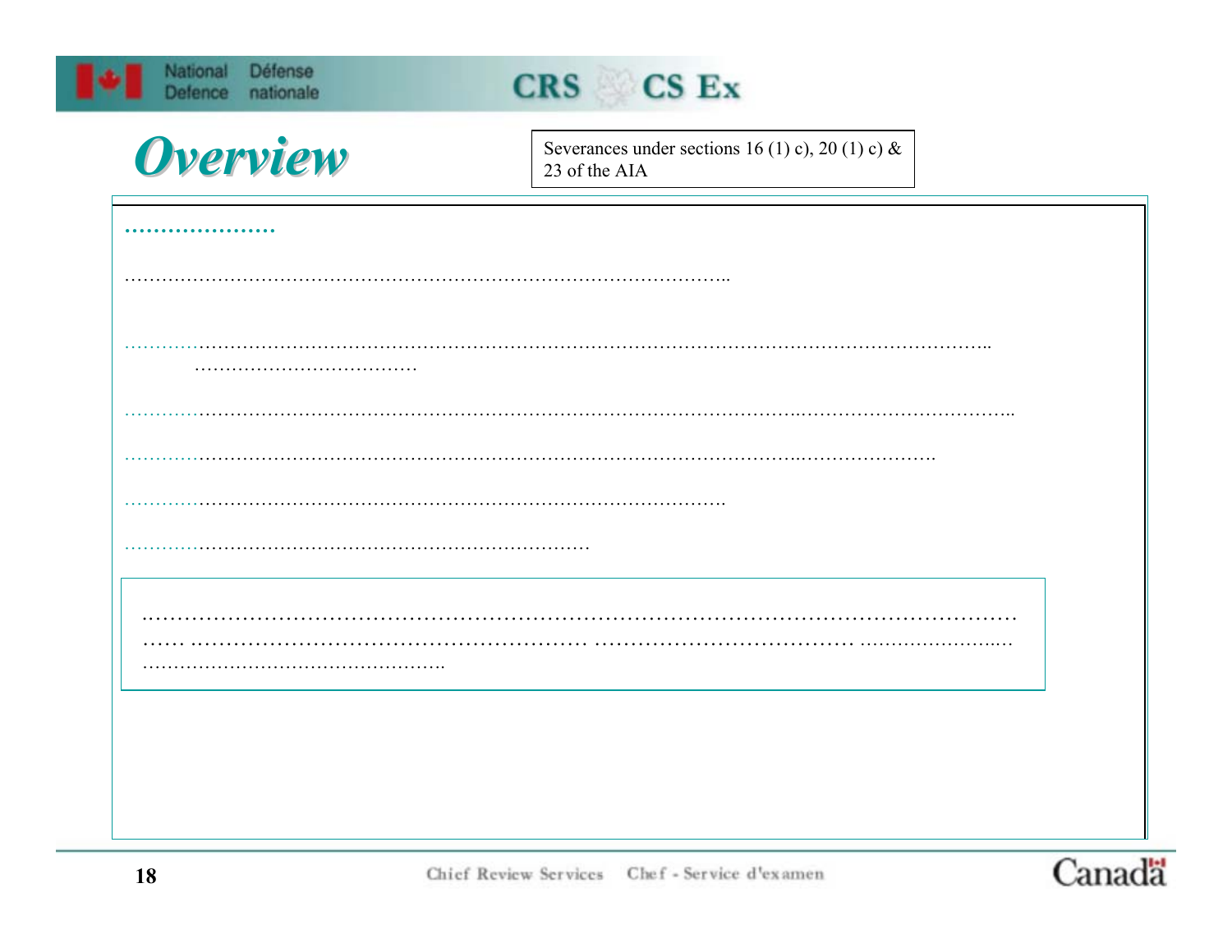# Overview

Severances under sections 16 (1) c), 20 (1) c) & 23 of the AIA

…………………

……………………………………………………………………………………..

…………………………………………………………………………………………………………………………..
…………………………………

……………………………………………………………………………………………………..……………………………..

…………………………………………………………………………………………………..……………………

…………………………………………………………………………………….

……………………………………………………………………

…………………………………………………………………………………………………………………
…… …………………………………………………… ………………………………… ..…….….…….…..…
……………….…………………………..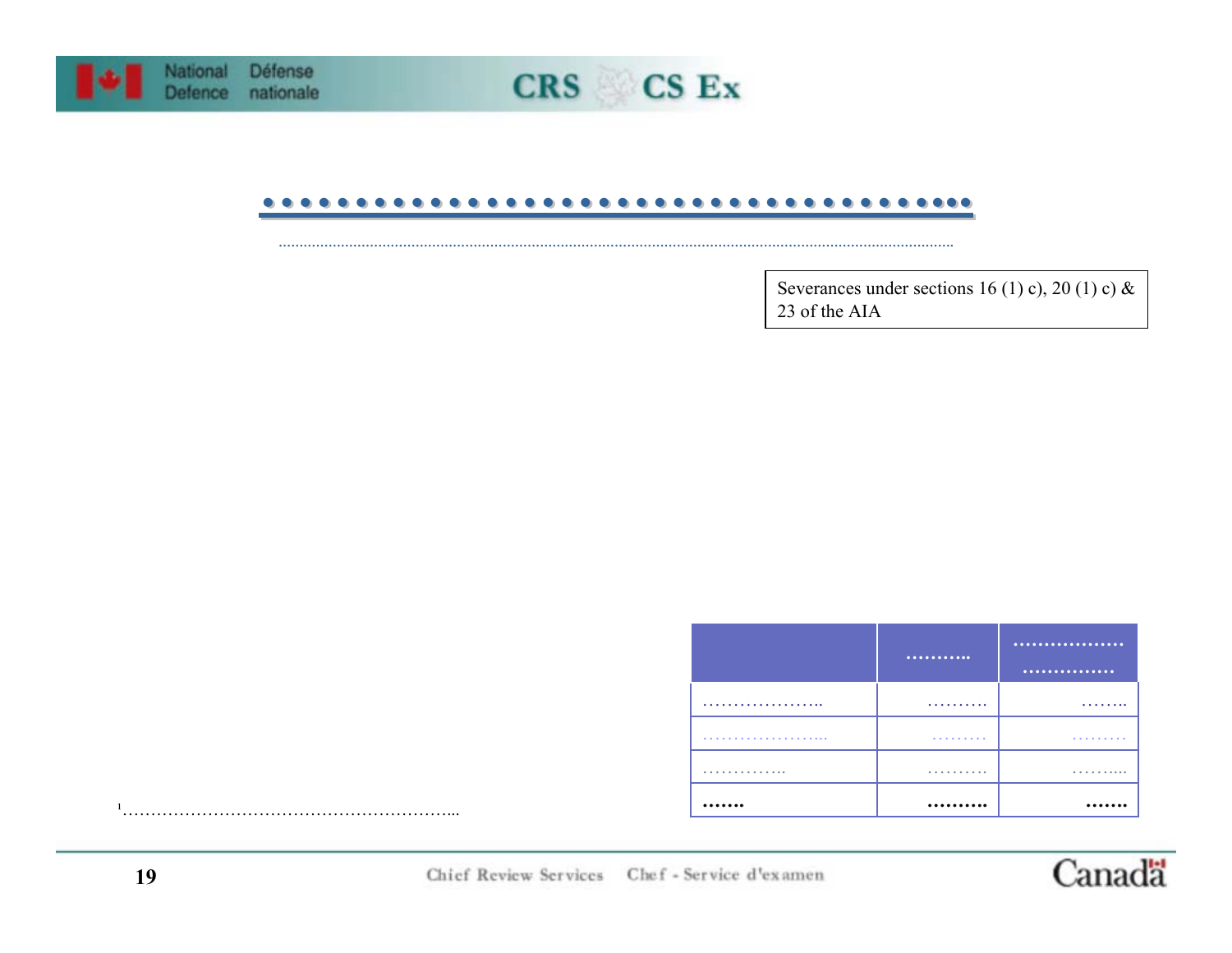Severances under sections 16 (1) c), 20 (1) c) & 23 of the AIA

|  | ……….. | ……………… …………… |
|---|---|---|
| ……………….. | ………. | …….. |
| ………………... | ……… | ……… |
| ………….. | ………. | ……... |
| ……. | ………. | ……. |

[1]……………………………………………………...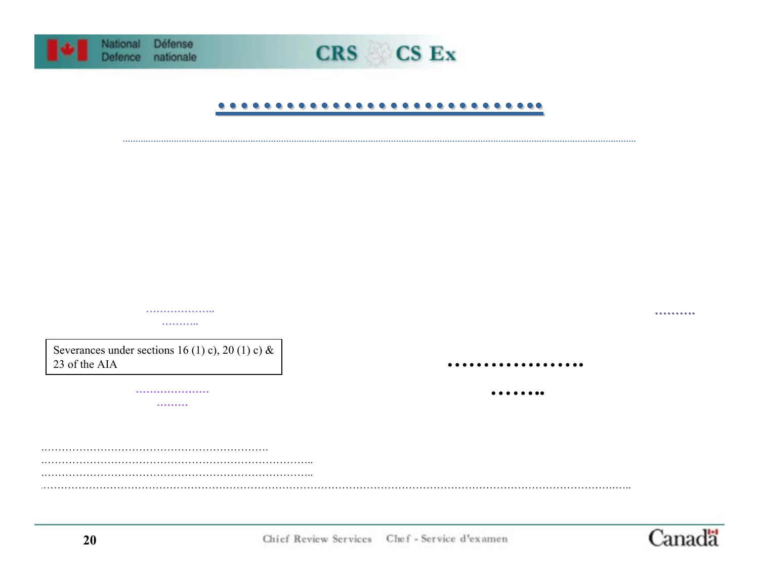Severances under sections 16 (1) c), 20 (1) c) & 23 of the AIA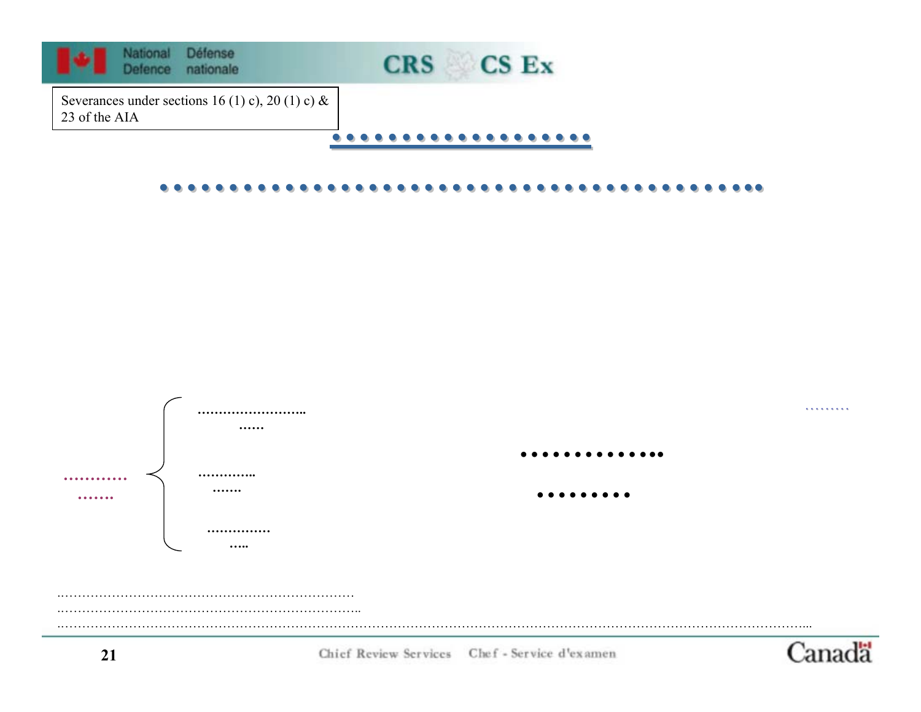Severances under sections 16 (1) c), 20 (1) c) & 23 of the AIA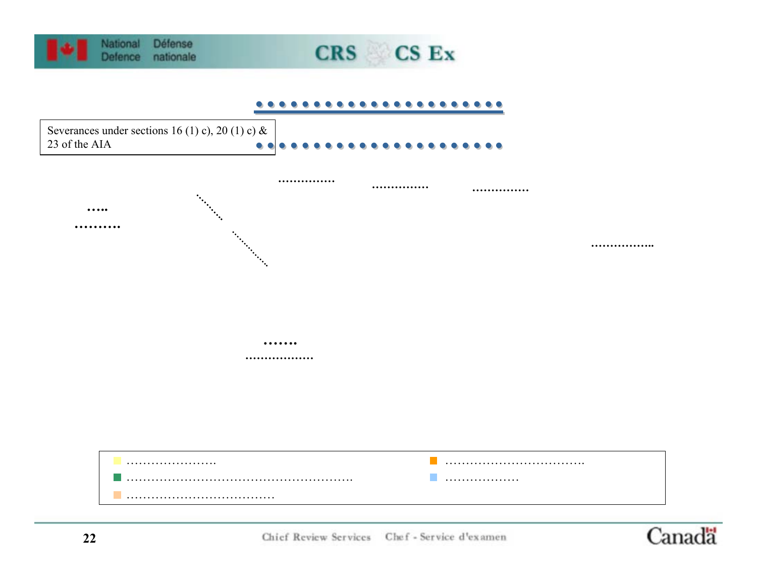Severances under sections 16 (1) c), 20 (1) c) & 23 of the AIA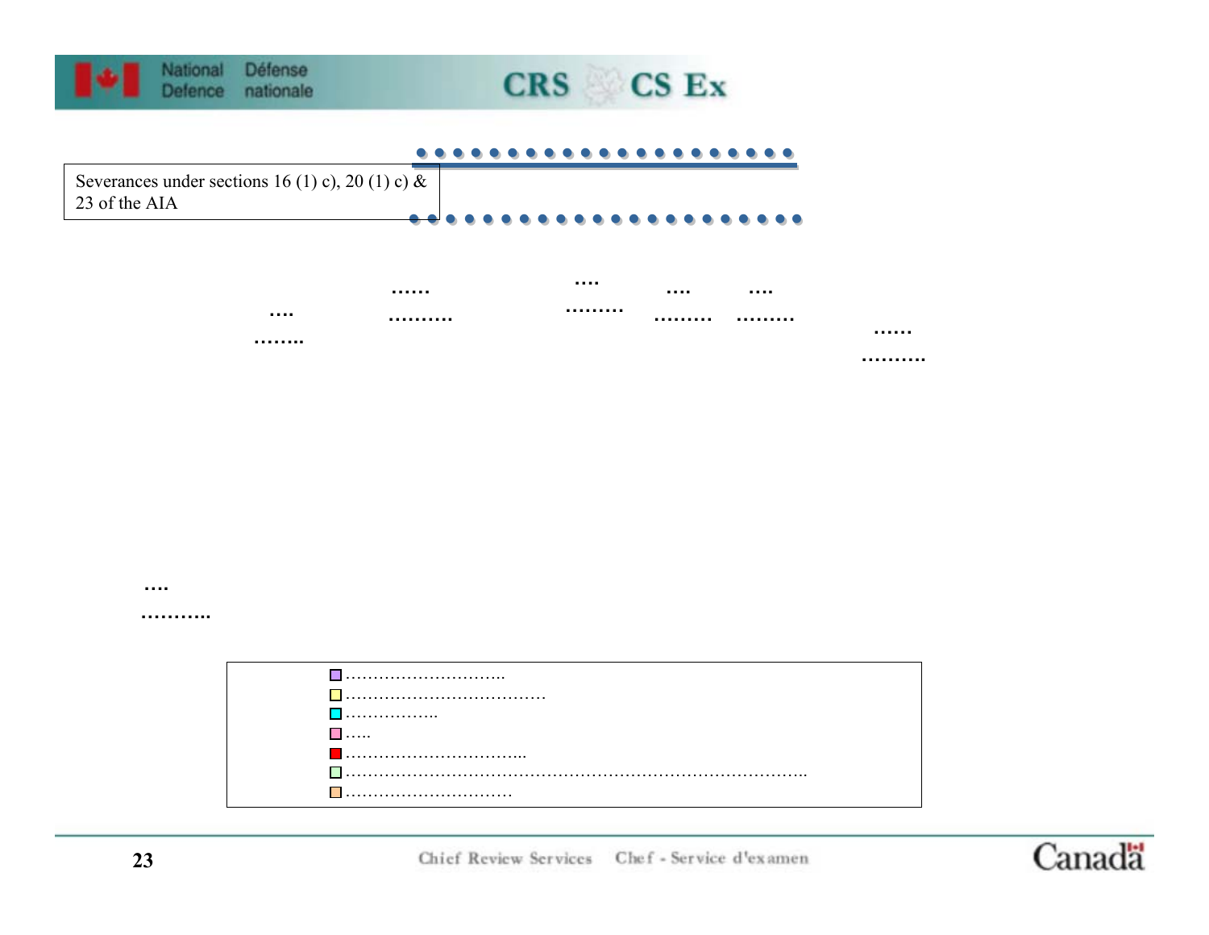Severances under sections 16 (1) c), 20 (1) c) & 23 of the AIA

….
……..

……
……….

….
………

….
………

….
………

……
……….

….
………..

- ………………………..
- ………………………………
- ……………..
- …..
- …………………………...
- ………………………………………………………………………..
- …………………………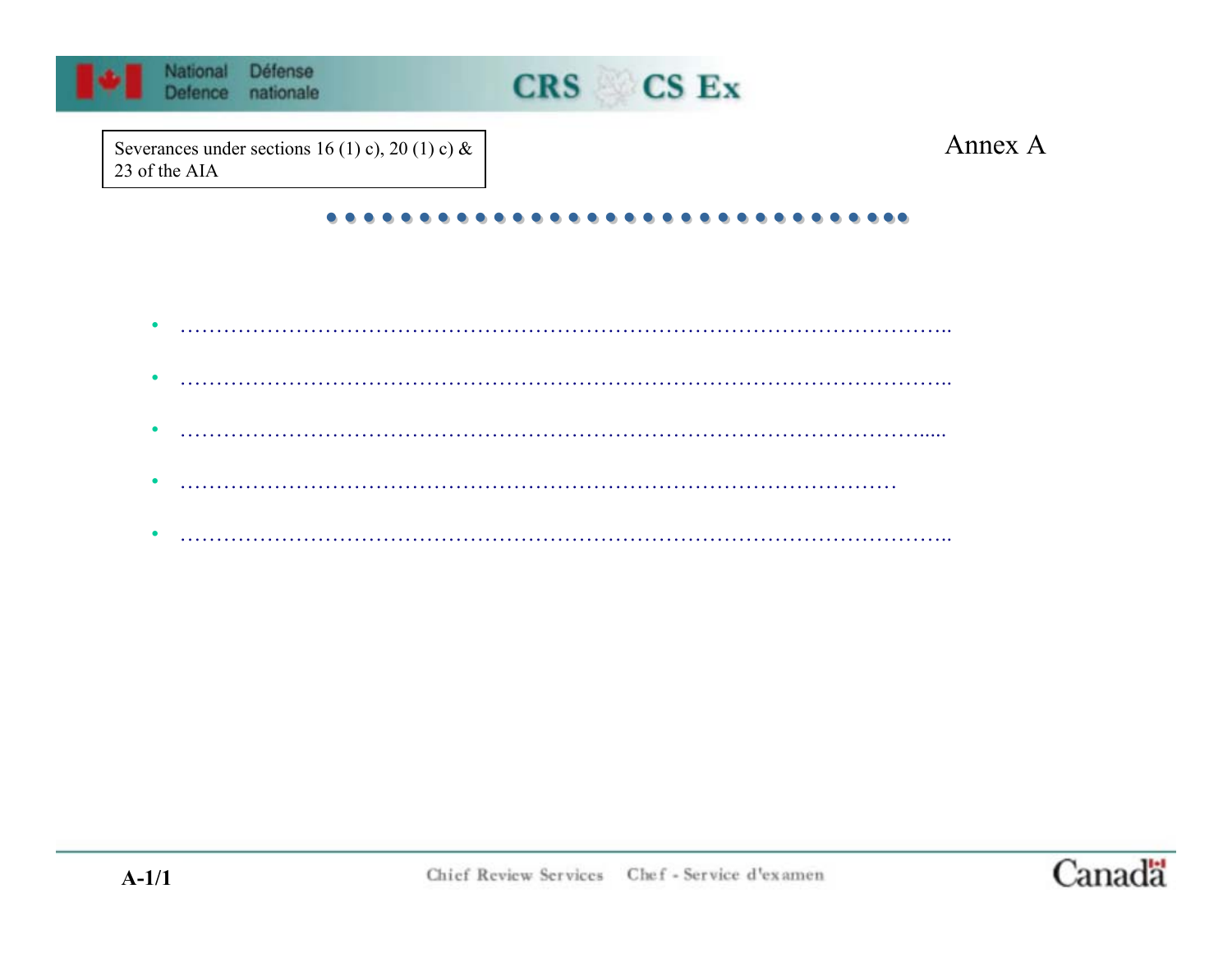Severances under sections 16 (1) c), 20 (1) c) & 23 of the AIA

Annex A

- ……………………………………………………………………………………………..
- ……………………………………………………………………………………………..
- …………………………………………………………………………………………......
- …………………………………………………………………………………………
- ……………………………………………………………………………………………..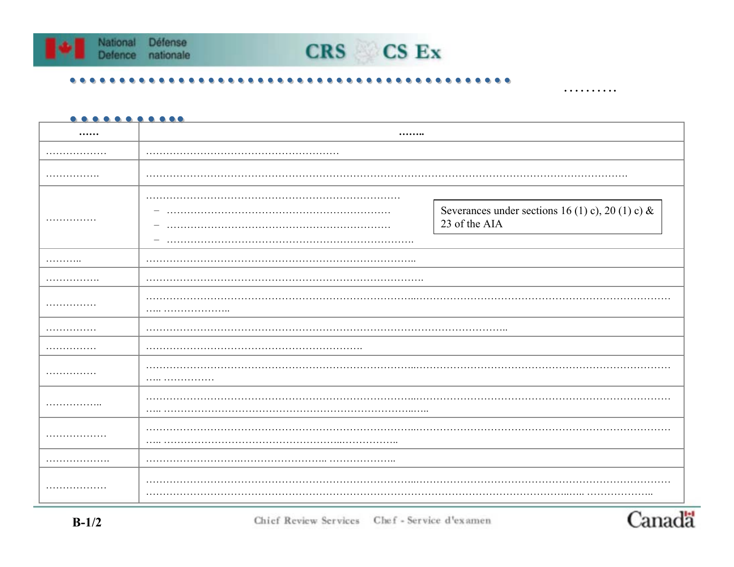……….

| …… | …….. |
| --- | --- |
| ……………… | ………………………………………………… |
| ……………. | ……………………………………………………………………………………………………………………………… |
| …………… | ……………………………………………………………………<br>– …………………………………………………………<br>– …………………………………………………………<br>– ……………………………………………………………… |
| ……….. | ……………………………………………………………………….. |
| ……………. | ………………………………………………………………………… |
| …………… | ……………………………………………………………………..……………………………………………………………………….. ……………….. |
| …………… | ………………………………………………………………………………………………….. |
| …………… | ………………………………………………………… |
| …………… | ……………………………………………………………………..……………………………………………………………………….. …………… |
| …………….. | ……………………………………………………………………..……………………………………………………………………….. ……………………………………………………………………..….. |
| ……………… | ……………………………………………………………………..……………………………………………………………………….. ………………………………………………..…………….. |
| ………………. | ………………………..…………………….. ……………….. |
| ……………… | ……………………………………………………………………..……………………………………………………………………………………………………………………………………………………………..….. ……………….. |

Severances under sections 16 (1) c), 20 (1) c) & 23 of the AIA

B-1/2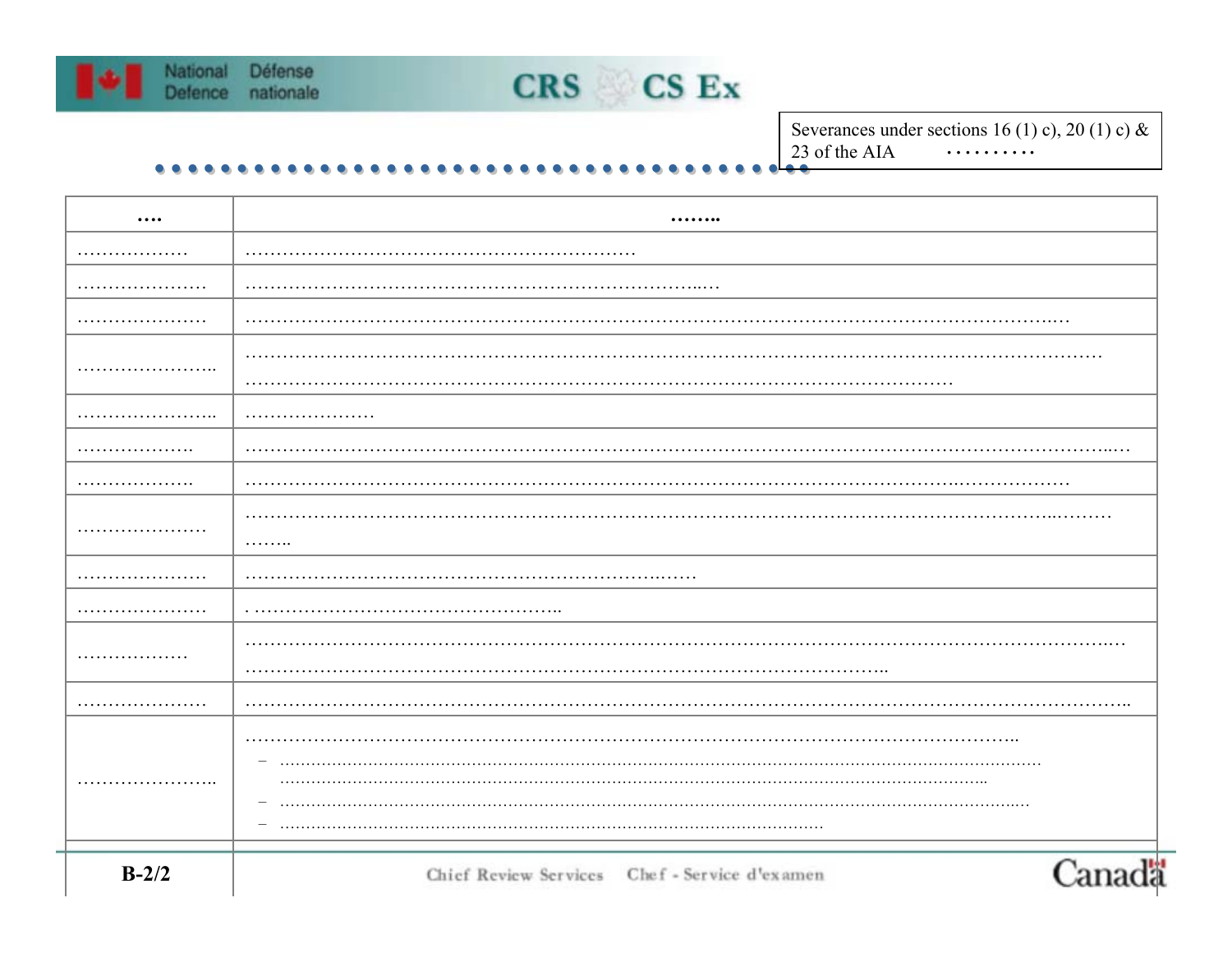Severances under sections 16 (1) c), 20 (1) c) & 23 of the AIA ……….

| …. | …….. |
| --- | --- |
| ……………… | ……………………………………………………… |
| ………………… | ……………………………………………………………….… |
| ………………… | ……………………………………………………………………………………………………………….… |
| ………………….. | ……………………………………………………………………………………………………………… ………………………………………………………………………………………………… |
| ………………….. | ………………… |
| ………………. | ……………………………………………………………………………………………………………………..… |
| ………………. | …………………………………………………………………………………………….……………… |
| ………………… | ……………………………………………………………………………………………………………..……… …….. |
| ………………… | ………………………………………………………….…… |
| ………………… | . ………………………………………….. |
| ……………… | ……………………………………………………………………………………………………………………..… ……………………………………………………………………………………….. |
| ………………… | …………………………………………………………………………………………………………………….. |
| ………………….. | …………………………………………………………………………………………………….. – ……………………………………………………………………………………………… ………………………………………………………………………………….. – …………………………………………………………………………………………….… – ……………………………………………………………… |

B-2/2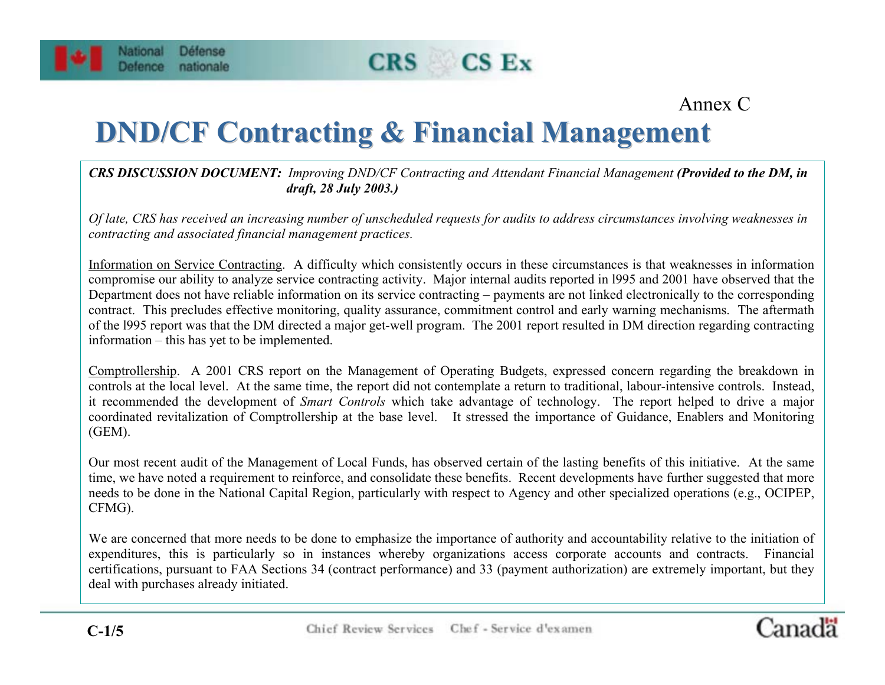Annex C

# DND/CF Contracting & Financial Management

***CRS DISCUSSION DOCUMENT:** Improving DND/CF Contracting and Attendant Financial Management **(Provided to the DM, in draft, 28 July 2003.)***

*Of late, CRS has received an increasing number of unscheduled requests for audits to address circumstances involving weaknesses in contracting and associated financial management practices.*

Information on Service Contracting. A difficulty which consistently occurs in these circumstances is that weaknesses in information compromise our ability to analyze service contracting activity. Major internal audits reported in l995 and 2001 have observed that the Department does not have reliable information on its service contracting – payments are not linked electronically to the corresponding contract. This precludes effective monitoring, quality assurance, commitment control and early warning mechanisms. The aftermath of the l995 report was that the DM directed a major get-well program. The 2001 report resulted in DM direction regarding contracting information – this has yet to be implemented.

Comptrollership. A 2001 CRS report on the Management of Operating Budgets, expressed concern regarding the breakdown in controls at the local level. At the same time, the report did not contemplate a return to traditional, labour-intensive controls. Instead, it recommended the development of *Smart Controls* which take advantage of technology. The report helped to drive a major coordinated revitalization of Comptrollership at the base level. It stressed the importance of Guidance, Enablers and Monitoring (GEM).

Our most recent audit of the Management of Local Funds, has observed certain of the lasting benefits of this initiative. At the same time, we have noted a requirement to reinforce, and consolidate these benefits. Recent developments have further suggested that more needs to be done in the National Capital Region, particularly with respect to Agency and other specialized operations (e.g., OCIPEP, CFMG).

We are concerned that more needs to be done to emphasize the importance of authority and accountability relative to the initiation of expenditures, this is particularly so in instances whereby organizations access corporate accounts and contracts. Financial certifications, pursuant to FAA Sections 34 (contract performance) and 33 (payment authorization) are extremely important, but they deal with purchases already initiated.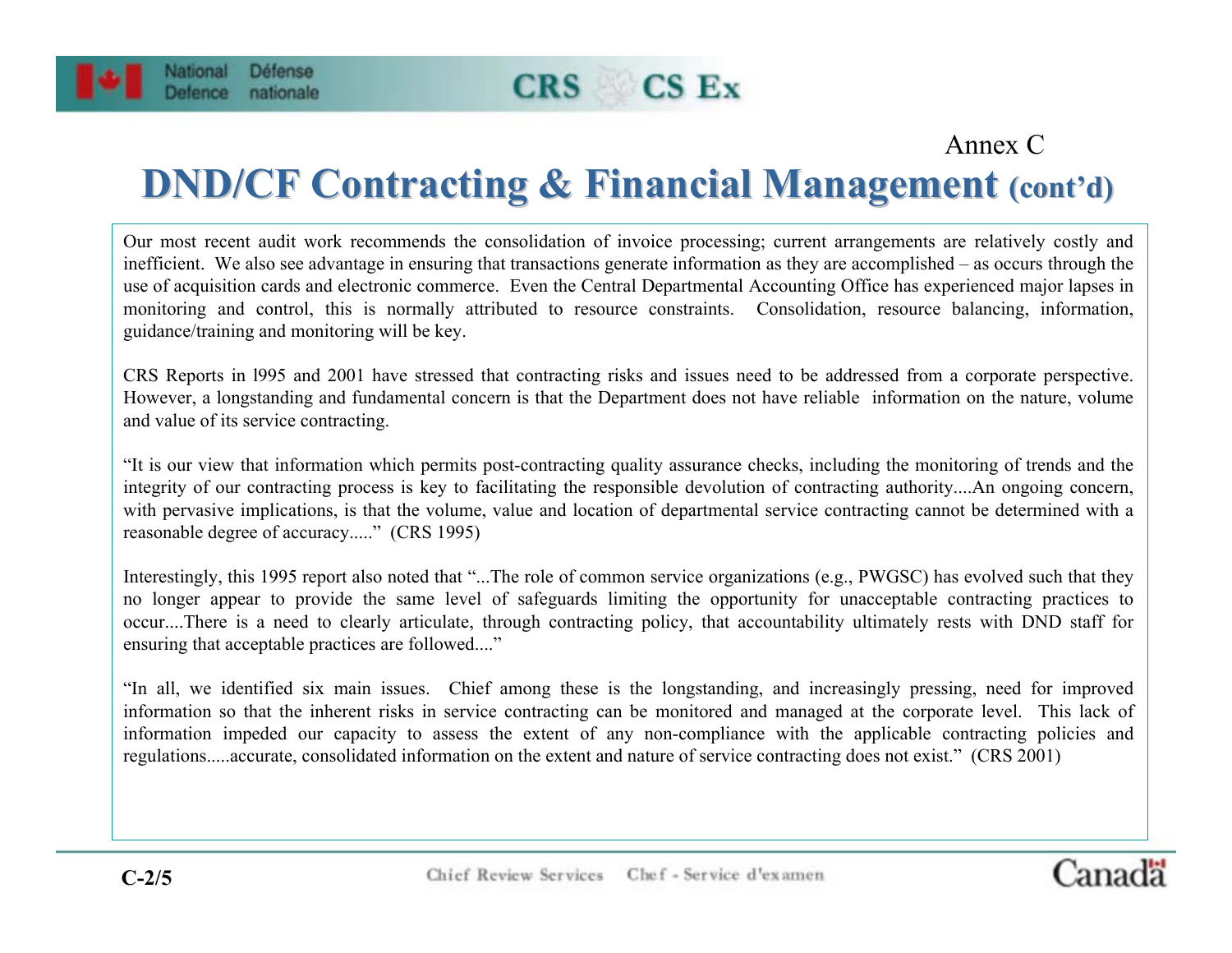Annex C

# DND/CF Contracting & Financial Management (cont'd)

Our most recent audit work recommends the consolidation of invoice processing; current arrangements are relatively costly and inefficient. We also see advantage in ensuring that transactions generate information as they are accomplished – as occurs through the use of acquisition cards and electronic commerce. Even the Central Departmental Accounting Office has experienced major lapses in monitoring and control, this is normally attributed to resource constraints. Consolidation, resource balancing, information, guidance/training and monitoring will be key.

CRS Reports in l995 and 2001 have stressed that contracting risks and issues need to be addressed from a corporate perspective. However, a longstanding and fundamental concern is that the Department does not have reliable information on the nature, volume and value of its service contracting.

"It is our view that information which permits post-contracting quality assurance checks, including the monitoring of trends and the integrity of our contracting process is key to facilitating the responsible devolution of contracting authority....An ongoing concern, with pervasive implications, is that the volume, value and location of departmental service contracting cannot be determined with a reasonable degree of accuracy....." (CRS 1995)

Interestingly, this 1995 report also noted that "...The role of common service organizations (e.g., PWGSC) has evolved such that they no longer appear to provide the same level of safeguards limiting the opportunity for unacceptable contracting practices to occur....There is a need to clearly articulate, through contracting policy, that accountability ultimately rests with DND staff for ensuring that acceptable practices are followed...."

"In all, we identified six main issues. Chief among these is the longstanding, and increasingly pressing, need for improved information so that the inherent risks in service contracting can be monitored and managed at the corporate level. This lack of information impeded our capacity to assess the extent of any non-compliance with the applicable contracting policies and regulations.....accurate, consolidated information on the extent and nature of service contracting does not exist." (CRS 2001)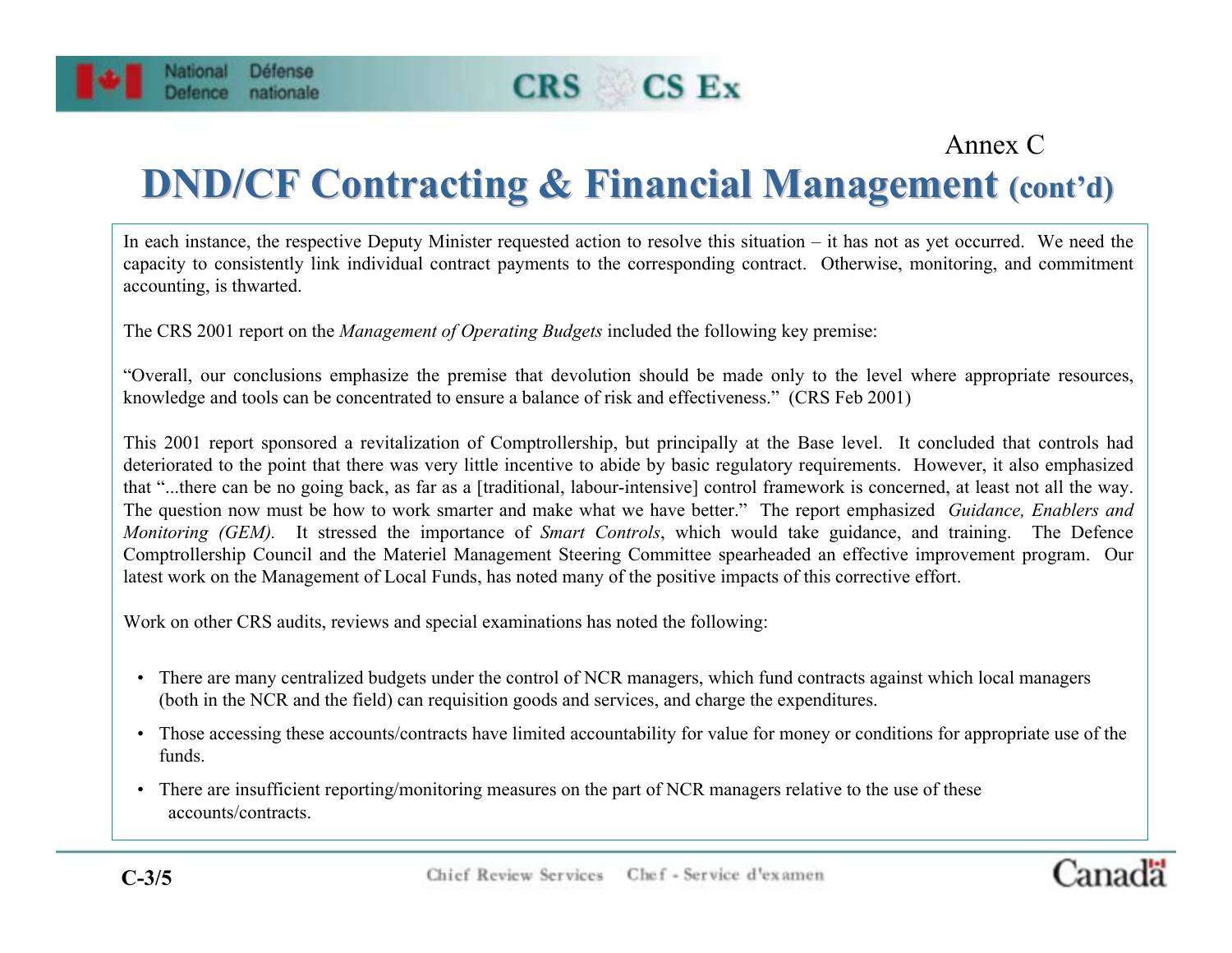Annex C

# DND/CF Contracting & Financial Management (cont'd)

In each instance, the respective Deputy Minister requested action to resolve this situation – it has not as yet occurred. We need the capacity to consistently link individual contract payments to the corresponding contract. Otherwise, monitoring, and commitment accounting, is thwarted.

The CRS 2001 report on the *Management of Operating Budgets* included the following key premise:

"Overall, our conclusions emphasize the premise that devolution should be made only to the level where appropriate resources, knowledge and tools can be concentrated to ensure a balance of risk and effectiveness." (CRS Feb 2001)

This 2001 report sponsored a revitalization of Comptrollership, but principally at the Base level. It concluded that controls had deteriorated to the point that there was very little incentive to abide by basic regulatory requirements. However, it also emphasized that "...there can be no going back, as far as a [traditional, labour-intensive] control framework is concerned, at least not all the way. The question now must be how to work smarter and make what we have better." The report emphasized *Guidance, Enablers and Monitoring (GEM).* It stressed the importance of *Smart Controls*, which would take guidance, and training. The Defence Comptrollership Council and the Materiel Management Steering Committee spearheaded an effective improvement program. Our latest work on the Management of Local Funds, has noted many of the positive impacts of this corrective effort.

Work on other CRS audits, reviews and special examinations has noted the following:

- There are many centralized budgets under the control of NCR managers, which fund contracts against which local managers (both in the NCR and the field) can requisition goods and services, and charge the expenditures.
- Those accessing these accounts/contracts have limited accountability for value for money or conditions for appropriate use of the funds.
- There are insufficient reporting/monitoring measures on the part of NCR managers relative to the use of these accounts/contracts.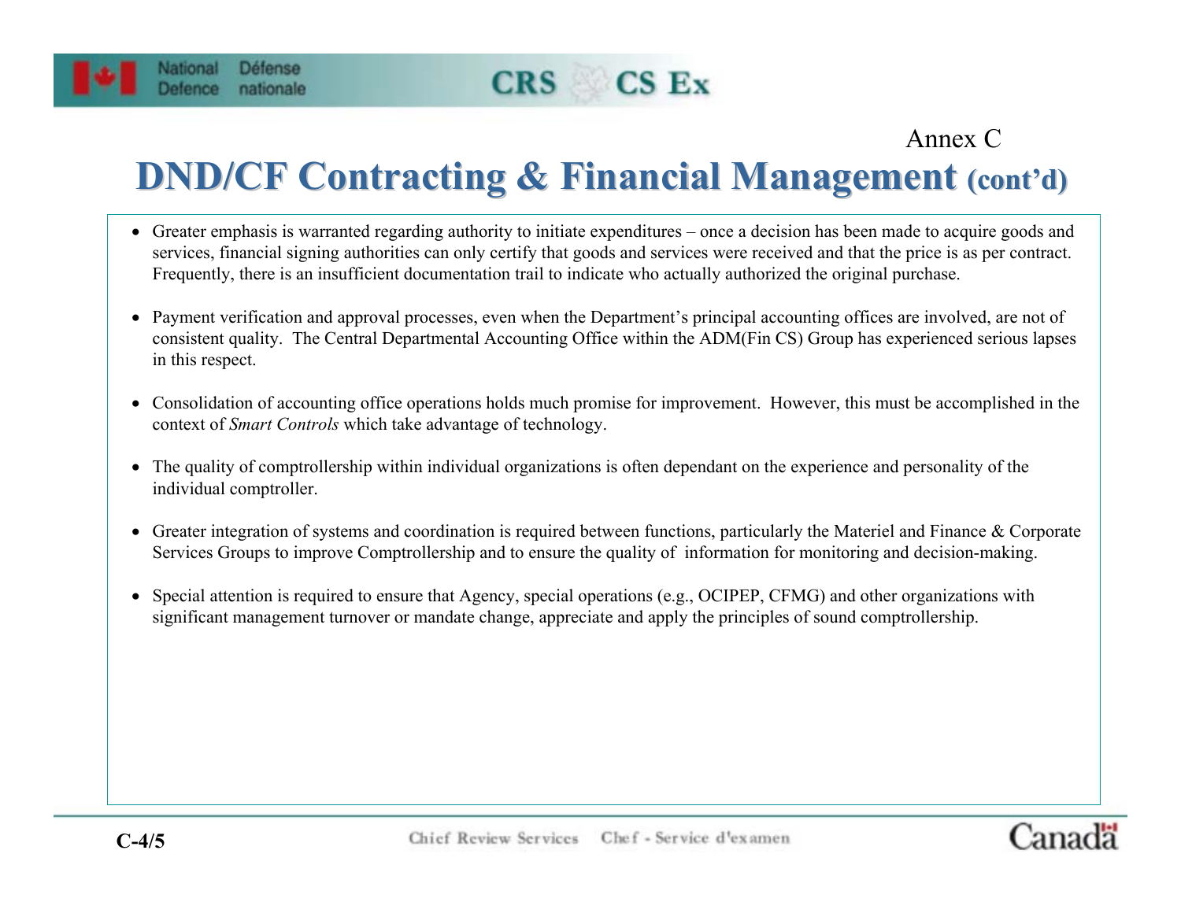Annex C

# DND/CF Contracting & Financial Management (cont'd)

- Greater emphasis is warranted regarding authority to initiate expenditures – once a decision has been made to acquire goods and services, financial signing authorities can only certify that goods and services were received and that the price is as per contract. Frequently, there is an insufficient documentation trail to indicate who actually authorized the original purchase.

- Payment verification and approval processes, even when the Department's principal accounting offices are involved, are not of consistent quality. The Central Departmental Accounting Office within the ADM(Fin CS) Group has experienced serious lapses in this respect.

- Consolidation of accounting office operations holds much promise for improvement. However, this must be accomplished in the context of *Smart Controls* which take advantage of technology.

- The quality of comptrollership within individual organizations is often dependant on the experience and personality of the individual comptroller.

- Greater integration of systems and coordination is required between functions, particularly the Materiel and Finance & Corporate Services Groups to improve Comptrollership and to ensure the quality of information for monitoring and decision-making.

- Special attention is required to ensure that Agency, special operations (e.g., OCIPEP, CFMG) and other organizations with significant management turnover or mandate change, appreciate and apply the principles of sound comptrollership.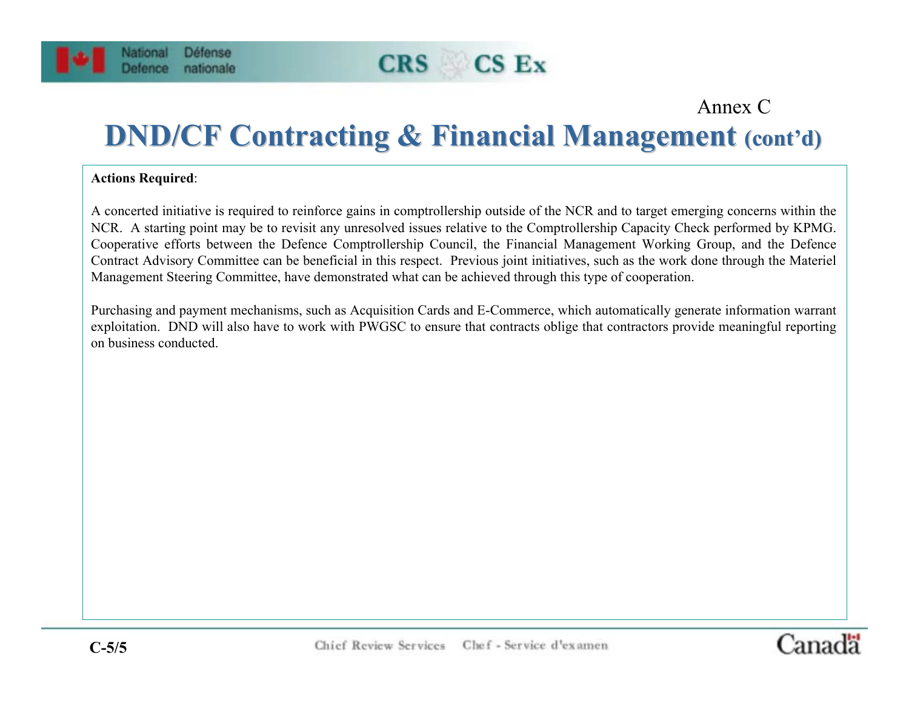Annex C

# DND/CF Contracting & Financial Management (cont'd)

**Actions Required**:

A concerted initiative is required to reinforce gains in comptrollership outside of the NCR and to target emerging concerns within the NCR. A starting point may be to revisit any unresolved issues relative to the Comptrollership Capacity Check performed by KPMG. Cooperative efforts between the Defence Comptrollership Council, the Financial Management Working Group, and the Defence Contract Advisory Committee can be beneficial in this respect. Previous joint initiatives, such as the work done through the Materiel Management Steering Committee, have demonstrated what can be achieved through this type of cooperation.

Purchasing and payment mechanisms, such as Acquisition Cards and E-Commerce, which automatically generate information warrant exploitation. DND will also have to work with PWGSC to ensure that contracts oblige that contractors provide meaningful reporting on business conducted.